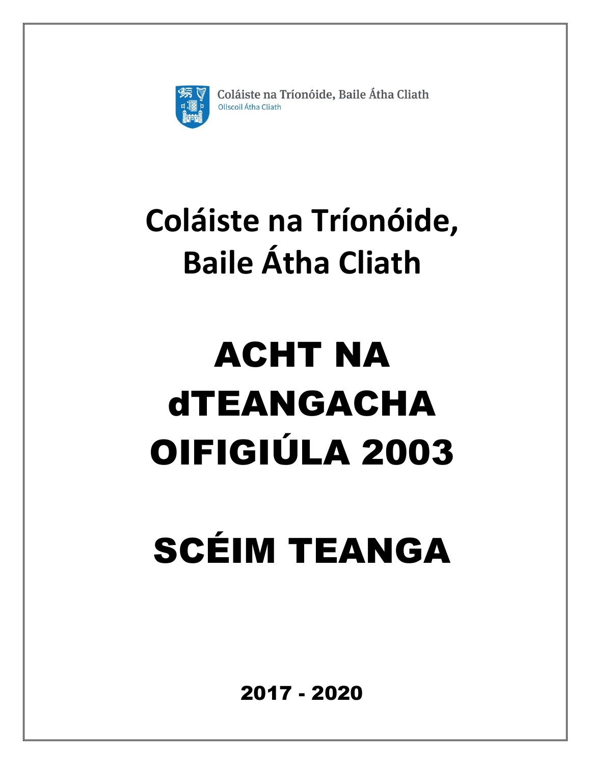Coláiste na Tríonóide, Baile Átha Cliath
Ollscoil Átha Cliath

# Coláiste na Tríonóide, Baile Átha Cliath

# ACHT NA dTEANGACHA OIFIGIÚLA 2003

# SCÉIM TEANGA

**2017 - 2020**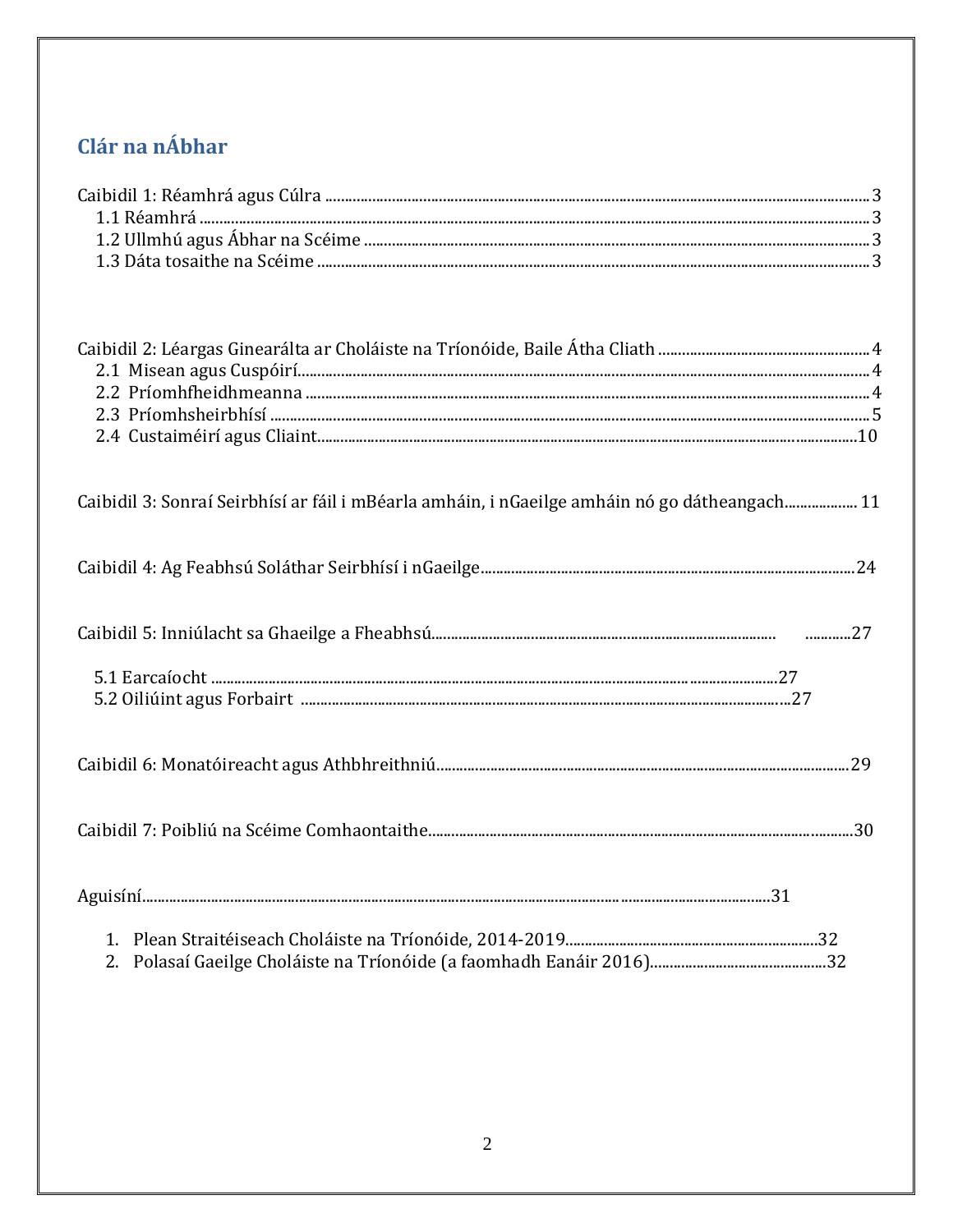## Clár na nÁbhar

Caibidil 1: Réamhrá agus Cúlra ........ 3
- 1.1 Réamhrá ........ 3
- 1.2 Ullmhú agus Ábhar na Scéime ........ 3
- 1.3 Dáta tosaithe na Scéime ........ 3

Caibidil 2: Léargas Ginearálta ar Choláiste na Tríonóide, Baile Átha Cliath ........ 4
- 2.1 Misean agus Cuspóirí ........ 4
- 2.2 Príomhfheidhmeanna ........ 4
- 2.3 Príomhsheirbhísí ........ 5
- 2.4 Custaiméirí agus Cliaint ........ 10

Caibidil 3: Sonraí Seirbhísí ar fáil i mBéarla amháin, i nGaeilge amháin nó go dátheangach ........ 11

Caibidil 4: Ag Feabhsú Soláthar Seirbhísí i nGaeilge ........ 24

Caibidil 5: Inniúlacht sa Ghaeilge a Fheabhsú ........ 27
- 5.1 Earcaíocht ........ 27
- 5.2 Oiliúint agus Forbairt ........ 27

Caibidil 6: Monatóireacht agus Athbhreithniú ........ 29

Caibidil 7: Poibliú na Scéime Comhaontaithe ........ 30

Aguisíní ........ 31

1. Plean Straitéiseach Choláiste na Tríonóide, 2014-2019 ........ 32
2. Polasaí Gaeilge Choláiste na Tríonóide (a faomhadh Eanáir 2016) ........ 32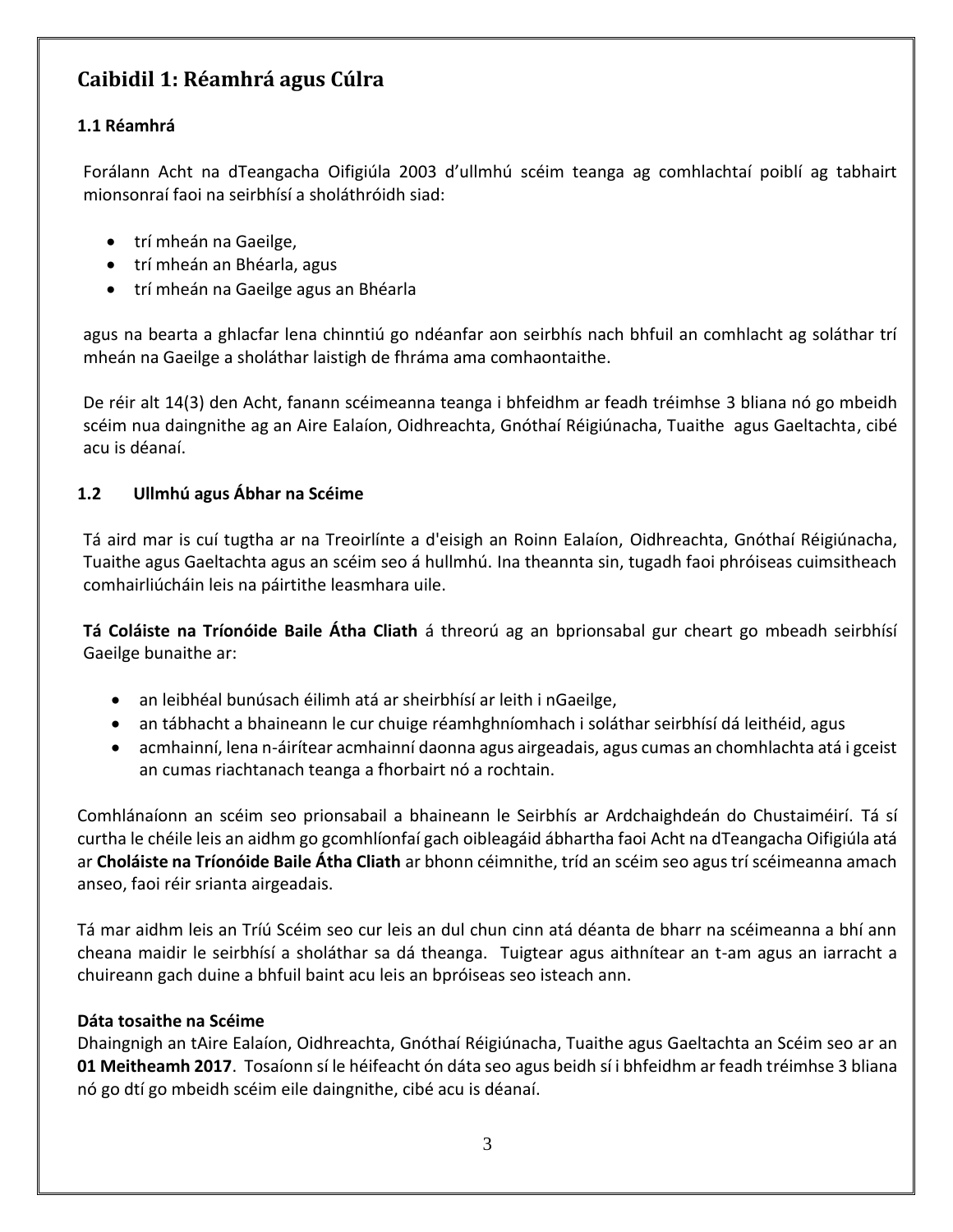## Caibidil 1: Réamhrá agus Cúlra

### 1.1 Réamhrá

Forálann Acht na dTeangacha Oifigiúla 2003 d'ullmhú scéim teanga ag comhlachtaí poiblí ag tabhairt mionsonraí faoi na seirbhísí a sholáthróidh siad:

- trí mheán na Gaeilge,
- trí mheán an Bhéarla, agus
- trí mheán na Gaeilge agus an Bhéarla

agus na bearta a ghlacfar lena chinntiú go ndéanfar aon seirbhís nach bhfuil an comhlacht ag soláthar trí mheán na Gaeilge a sholáthar laistigh de fhráma ama comhaontaithe.

De réir alt 14(3) den Acht, fanann scéimeanna teanga i bhfeidhm ar feadh tréimhse 3 bliana nó go mbeidh scéim nua daingnithe ag an Aire Ealaíon, Oidhreachta, Gnóthaí Réigiúnacha, Tuaithe agus Gaeltachta, cibé acu is déanaí.

### 1.2 Ullmhú agus Ábhar na Scéime

Tá aird mar is cuí tugtha ar na Treoirlínte a d'eisigh an Roinn Ealaíon, Oidhreachta, Gnóthaí Réigiúnacha, Tuaithe agus Gaeltachta agus an scéim seo á hullmhú. Ina theannta sin, tugadh faoi phróiseas cuimsitheach comhairliúcháin leis na páirtithe leasmhara uile.

**Tá Coláiste na Tríonóide Baile Átha Cliath** á threorú ag an bprionsabal gur cheart go mbeadh seirbhísí Gaeilge bunaithe ar:

- an leibhéal bunúsach éilimh atá ar sheirbhísí ar leith i nGaeilge,
- an tábhacht a bhaineann le cur chuige réamhghníomhach i soláthar seirbhísí dá leithéid, agus
- acmhainní, lena n-áirítear acmhainní daonna agus airgeadais, agus cumas an chomhlachta atá i gceist an cumas riachtanach teanga a fhorbairt nó a rochtain.

Comhlánaíonn an scéim seo prionsabail a bhaineann le Seirbhís ar Ardchaighdeán do Chustaiméirí. Tá sí curtha le chéile leis an aidhm go gcomhlíonfaí gach oibleagáid ábhartha faoi Acht na dTeangacha Oifigiúla atá ar **Choláiste na Tríonóide Baile Átha Cliath** ar bhonn céimnithe, tríd an scéim seo agus trí scéimeanna amach anseo, faoi réir srianta airgeadais.

Tá mar aidhm leis an Tríú Scéim seo cur leis an dul chun cinn atá déanta de bharr na scéimeanna a bhí ann cheana maidir le seirbhísí a sholáthar sa dá theanga. Tuigtear agus aithnítear an t-am agus an iarracht a chuireann gach duine a bhfuil baint acu leis an bpróiseas seo isteach ann.

**Dáta tosaithe na Scéime**

Dhaingnigh an tAire Ealaíon, Oidhreachta, Gnóthaí Réigiúnacha, Tuaithe agus Gaeltachta an Scéim seo ar an **01 Meitheamh 2017**. Tosaíonn sí le héifeacht ón dáta seo agus beidh sí i bhfeidhm ar feadh tréimhse 3 bliana nó go dtí go mbeidh scéim eile daingnithe, cibé acu is déanaí.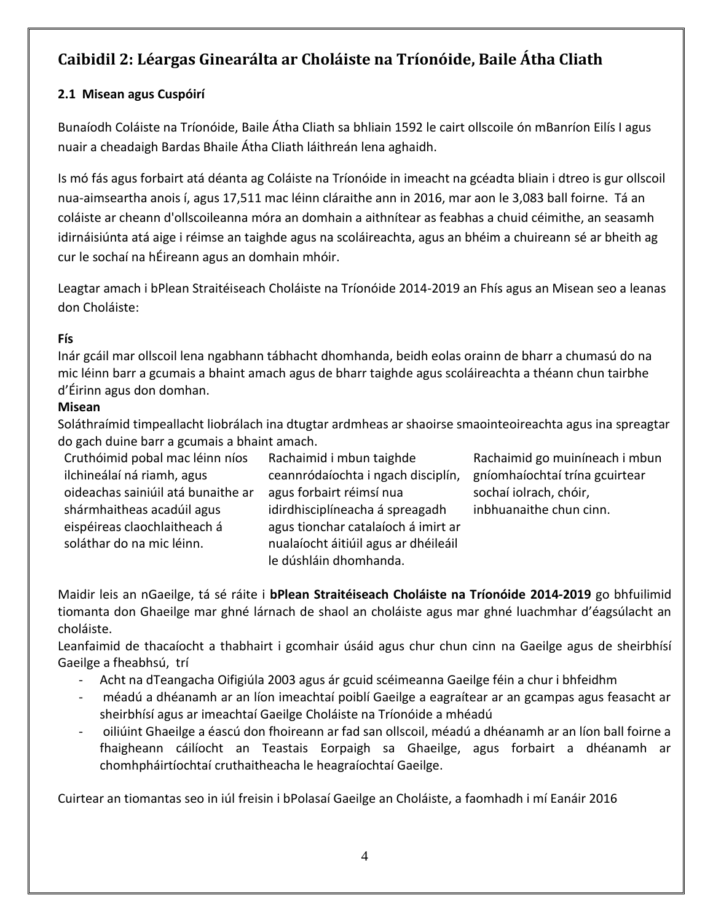## Caibidil 2: Léargas Ginearálta ar Choláiste na Tríonóide, Baile Átha Cliath

### 2.1 Misean agus Cuspóirí

Bunaíodh Coláiste na Tríonóide, Baile Átha Cliath sa bhliain 1592 le cairt ollscoile ón mBanríon Eilís I agus nuair a cheadaigh Bardas Bhaile Átha Cliath láithreán lena aghaidh.

Is mó fás agus forbairt atá déanta ag Coláiste na Tríonóide in imeacht na gcéadta bliain i dtreo is gur ollscoil nua-aimseartha anois í, agus 17,511 mac léinn cláraithe ann in 2016, mar aon le 3,083 ball foirne. Tá an coláiste ar cheann d'ollscoileanna móra an domhain a aithnítear as feabhas a chuid céimithe, an seasamh idirnáisiúnta atá aige i réimse an taighde agus na scoláireachta, agus an bhéim a chuireann sé ar bheith ag cur le sochaí na hÉireann agus an domhain mhóir.

Leagtar amach i bPlean Straitéiseach Choláiste na Tríonóide 2014-2019 an Fhís agus an Misean seo a leanas don Choláiste:

**Fís**
Inár gcáil mar ollscoil lena ngabhann tábhacht dhomhanda, beidh eolas orainn de bharr a chumasú do na mic léinn barr a gcumais a bhaint amach agus de bharr taighde agus scoláireachta a théann chun tairbhe d'Éirinn agus don domhan.

**Misean**
Soláthraímid timpeallacht liobrálach ina dtugtar ardmheas ar shaoirse smaointeoireachta agus ina spreagtar do gach duine barr a gcumais a bhaint amach.

Cruthóimid pobal mac léinn níos ilchineálaí ná riamh, agus oideachas sainiúil atá bunaithe ar shármhaitheas acadúil agus eispéireas claochlaitheach á sholáthar do na mic léinn.

Rachaimid i mbun taighde ceannródaíochta i ngach disciplín, agus forbairt réimsí nua idirdhisciplíneacha á spreagadh agus tionchar catalaíoch á imirt ar nualaíocht áitiúil agus ar dhéileáil le dúshláin dhomhanda.

Rachaimid go muiníneach i mbun gníomhaíochtaí trína gcuirtear sochaí iolrach, chóir, inbhuanaithe chun cinn.

Maidir leis an nGaeilge, tá sé ráite i **bPlean Straitéiseach Choláiste na Tríonóide 2014-2019** go bhfuilimid tiomanta don Ghaeilge mar ghné lárnach de shaol an choláiste agus mar ghné luachmhar d'éagsúlacht an choláiste.
Leanfaimid de thacaíocht a thabhairt i gcomhair úsáid agus chur chun cinn na Gaeilge agus de sheirbhísí Gaeilge a fheabhsú, trí

- Acht na dTeangacha Oifigiúla 2003 agus ár gcuid scéimeanna Gaeilge féin a chur i bhfeidhm
- méadú a dhéanamh ar an líon imeachtaí poiblí Gaeilge a eagraítear ar an gcampas agus feasacht ar sheirbhísí agus ar imeachtaí Gaeilge Choláiste na Tríonóide a mhéadú
- oiliúint Ghaeilge a éascú don fhoireann ar fad san ollscoil, méadú a dhéanamh ar an líon ball foirne a fhaigheann cáilíocht an Teastais Eorpaigh sa Ghaeilge, agus forbairt a dhéanamh ar chomhpháirtíochtaí cruthaitheacha le heagraíochtaí Gaeilge.

Cuirtear an tiomantas seo in iúl freisin i bPolasaí Gaeilge an Choláiste, a faomhadh i mí Eanáir 2016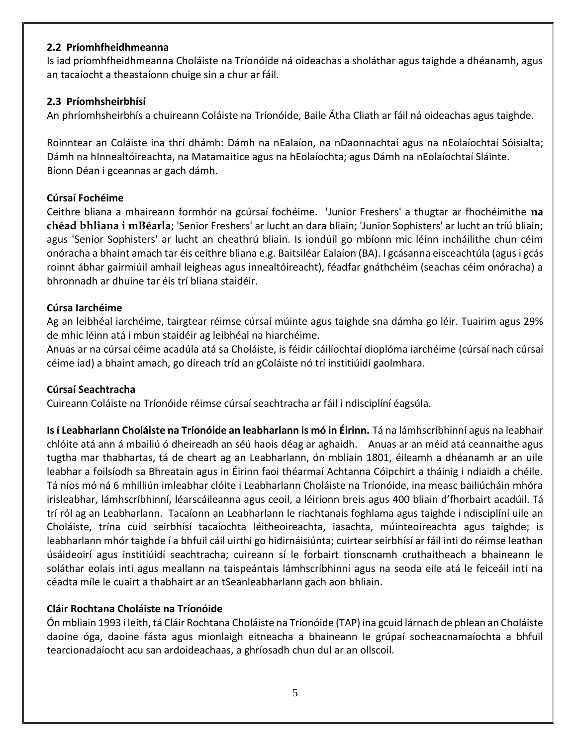### 2.2 Príomhfheidhmeanna

Is iad príomhfheidhmeanna Choláiste na Tríonóide ná oideachas a sholáthar agus taighde a dhéanamh, agus an tacaíocht a theastaíonn chuige sin a chur ar fáil.

### 2.3 Príomhsheirbhísí

An phríomhsheirbhís a chuireann Coláiste na Tríonóide, Baile Átha Cliath ar fáil ná oideachas agus taighde.

Roinntear an Coláiste ina thrí dhámh: Dámh na nEalaíon, na nDaonnachtaí agus na nEolaíochtaí Sóisialta; Dámh na hInnealtóireachta, na Matamaitice agus na hEolaíochta; agus Dámh na nEolaíochtaí Sláinte. Bíonn Déan i gceannas ar gach dámh.

**Cúrsaí Fochéime**

Ceithre bliana a mhaireann formhór na gcúrsaí fochéime. 'Junior Freshers' a thugtar ar fhochéimithe **na chéad bhliana i mBéarla**; 'Senior Freshers' ar lucht an dara bliain; 'Junior Sophisters' ar lucht an tríú bliain; agus 'Senior Sophisters' ar lucht an cheathrú bliain. Is iondúil go mbíonn mic léinn incháilithe chun céim onóracha a bhaint amach tar éis ceithre bliana e.g. Baitsiléar Ealaíon (BA). I gcásanna eisceachtúla (agus i gcás roinnt ábhar gairmiúil amhail leigheas agus innealtóireacht), féadfar gnáthchéim (seachas céim onóracha) a bhronnadh ar dhuine tar éis trí bliana staidéir.

**Cúrsa Iarchéime**

Ag an leibhéal iarchéime, tairgtear réimse cúrsaí múinte agus taighde sna dámha go léir. Tuairim agus 29% de mhic léinn atá i mbun staidéir ag leibhéal na hiarchéime.
Anuas ar na cúrsaí céime acadúla atá sa Choláiste, is féidir cáilíochtaí dioplóma iarchéime (cúrsaí nach cúrsaí céime iad) a bhaint amach, go díreach tríd an gColáiste nó trí institiúidí gaolmhara.

**Cúrsaí Seachtracha**

Cuireann Coláiste na Tríonóide réimse cúrsaí seachtracha ar fáil i ndisciplíní éagsúla.

**Is í Leabharlann Choláiste na Tríonóide an leabharlann is mó in Éirinn.** Tá na lámhscríbhinní agus na leabhair chlóite atá ann á mbailiú ó dheireadh an séú haois déag ar aghaidh. Anuas ar an méid atá ceannaithe agus tugtha mar thabhartas, tá de cheart ag an Leabharlann, ón mbliain 1801, éileamh a dhéanamh ar an uile leabhar a foilsíodh sa Bhreatain agus in Éirinn faoi théarmaí Achtanna Cóipchirt a tháinig i ndiaidh a chéile. Tá níos mó ná 6 mhilliún imleabhar clóite i Leabharlann Choláiste na Tríonóide, ina measc bailiúcháin mhóra irisleabhar, lámhscríbhinní, léarscáileanna agus ceoil, a léiríonn breis agus 400 bliain d'fhorbairt acadúil. Tá trí ról ag an Leabharlann. Tacaíonn an Leabharlann le riachtanais foghlama agus taighde i ndisciplíní uile an Choláiste, trína cuid seirbhísí tacaíochta léitheoireachta, iasachta, múinteoireachta agus taighde; is leabharlann mhór taighde í a bhfuil cáil uirthi go hidirnáisiúnta; cuirtear seirbhísí ar fáil inti do réimse leathan úsáideoirí agus institiúidí seachtracha; cuireann sí le forbairt tionscnamh cruthaitheach a bhaineann le soláthar eolais inti agus meallann na taispeántais lámhscríbhinní agus na seoda eile atá le feiceáil inti na céadta míle le cuairt a thabhairt ar an tSeanleabharlann gach aon bhliain.

**Cláir Rochtana Choláiste na Tríonóide**

Ón mbliain 1993 i leith, tá Cláir Rochtana Choláiste na Tríonóide (TAP) ina gcuid lárnach de phlean an Choláiste daoine óga, daoine fásta agus mionlaigh eitneacha a bhaineann le grúpaí socheacnamaíochta a bhfuil tearcionadaíocht acu san ardoideachaas, a ghríosadh chun dul ar an ollscoil.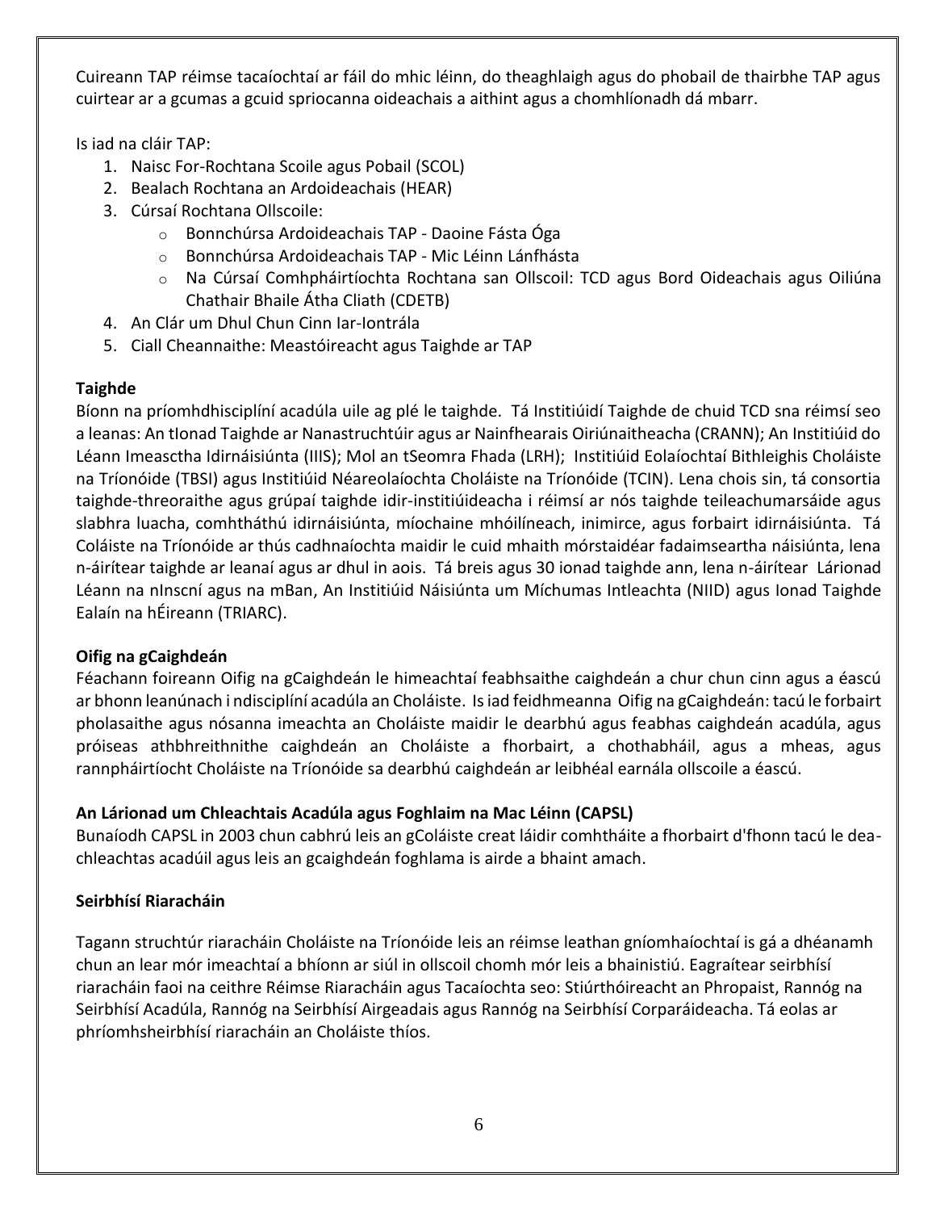Cuireann TAP réimse tacaíochtaí ar fáil do mhic léinn, do theaghlaigh agus do phobail de thairbhe TAP agus cuirtear ar a gcumas a gcuid spriocanna oideachais a aithint agus a chomhlíonadh dá mbarr.

Is iad na cláir TAP:

1. Naisc For-Rochtana Scoile agus Pobail (SCOL)
2. Bealach Rochtana an Ardoideachais (HEAR)
3. Cúrsaí Rochtana Ollscoile:
   - Bonnchúrsa Ardoideachais TAP - Daoine Fásta Óga
   - Bonnchúrsa Ardoideachais TAP - Mic Léinn Lánfhásta
   - Na Cúrsaí Comhpháirtíochta Rochtana san Ollscoil: TCD agus Bord Oideachais agus Oiliúna Chathair Bhaile Átha Cliath (CDETB)
4. An Clár um Dhul Chun Cinn Iar-Iontrála
5. Ciall Cheannaithe: Meastóireacht agus Taighde ar TAP

**Taighde**

Bíonn na príomhdhisciplíní acadúla uile ag plé le taighde. Tá Institiúidí Taighde de chuid TCD sna réimsí seo a leanas: An tIonad Taighde ar Nanastruchtúir agus ar Nainfhearais Oiriúnaitheacha (CRANN); An Institiúid do Léann Imeasctha Idirnáisiúnta (IIIS); Mol an tSeomra Fhada (LRH); Institiúid Eolaíochtaí Bithleighis Choláiste na Tríonóide (TBSI) agus Institiúid Néareolaíochta Choláiste na Tríonóide (TCIN). Lena chois sin, tá consortia taighde-threoraithe agus grúpaí taighde idir-institiúideacha i réimsí ar nós taighde teileachumarsáide agus slabhra luacha, comhtháthú idirnáisiúnta, míochaine mhóilíneach, inimirce, agus forbairt idirnáisiúnta. Tá Coláiste na Tríonóide ar thús cadhnaíochta maidir le cuid mhaith mórstaidéar fadaimseartha náisiúnta, lena n-áirítear taighde ar leanaí agus ar dhul in aois. Tá breis agus 30 ionad taighde ann, lena n-áirítear Lárionad Léann na nInscní agus na mBan, An Institiúid Náisiúnta um Míchumas Intleachta (NIID) agus Ionad Taighde Ealaín na hÉireann (TRIARC).

**Oifig na gCaighdeán**

Féachann foireann Oifig na gCaighdeán le himeachtaí feabhsaithe caighdeán a chur chun cinn agus a éascú ar bhonn leanúnach i ndisciplíní acadúla an Choláiste. Is iad feidhmeanna Oifig na gCaighdeán: tacú le forbairt pholasaithe agus nósanna imeachta an Choláiste maidir le dearbhú agus feabhas caighdeán acadúla, agus próiseas athbhreithnithe caighdeán an Choláiste a fhorbairt, a chothabháil, agus a mheas, agus rannpháirtíocht Choláiste na Tríonóide sa dearbhú caighdeán ar leibhéal earnála ollscoile a éascú.

**An Lárionad um Chleachtais Acadúla agus Foghlaim na Mac Léinn (CAPSL)**

Bunaíodh CAPSL in 2003 chun cabhrú leis an gColáiste creat láidir comhtháite a fhorbairt d'fhonn tacú le dea-chleachtas acadúil agus leis an gcaighdeán foghlama is airde a bhaint amach.

**Seirbhísí Riaracháin**

Tagann struchtúr riaracháin Choláiste na Tríonóide leis an réimse leathan gníomhaíochtaí is gá a dhéanamh chun an lear mór imeachtaí a bhíonn ar siúl in ollscoil chomh mór leis a bhainistiú. Eagraítear seirbhísí riaracháin faoi na ceithre Réimse Riaracháin agus Tacaíochta seo: Stiúrthóireacht an Phropaist, Rannóg na Seirbhísí Acadúla, Rannóg na Seirbhísí Airgeadais agus Rannóg na Seirbhísí Corparáideacha. Tá eolas ar phríomhsheirbhísí riaracháin an Choláiste thíos.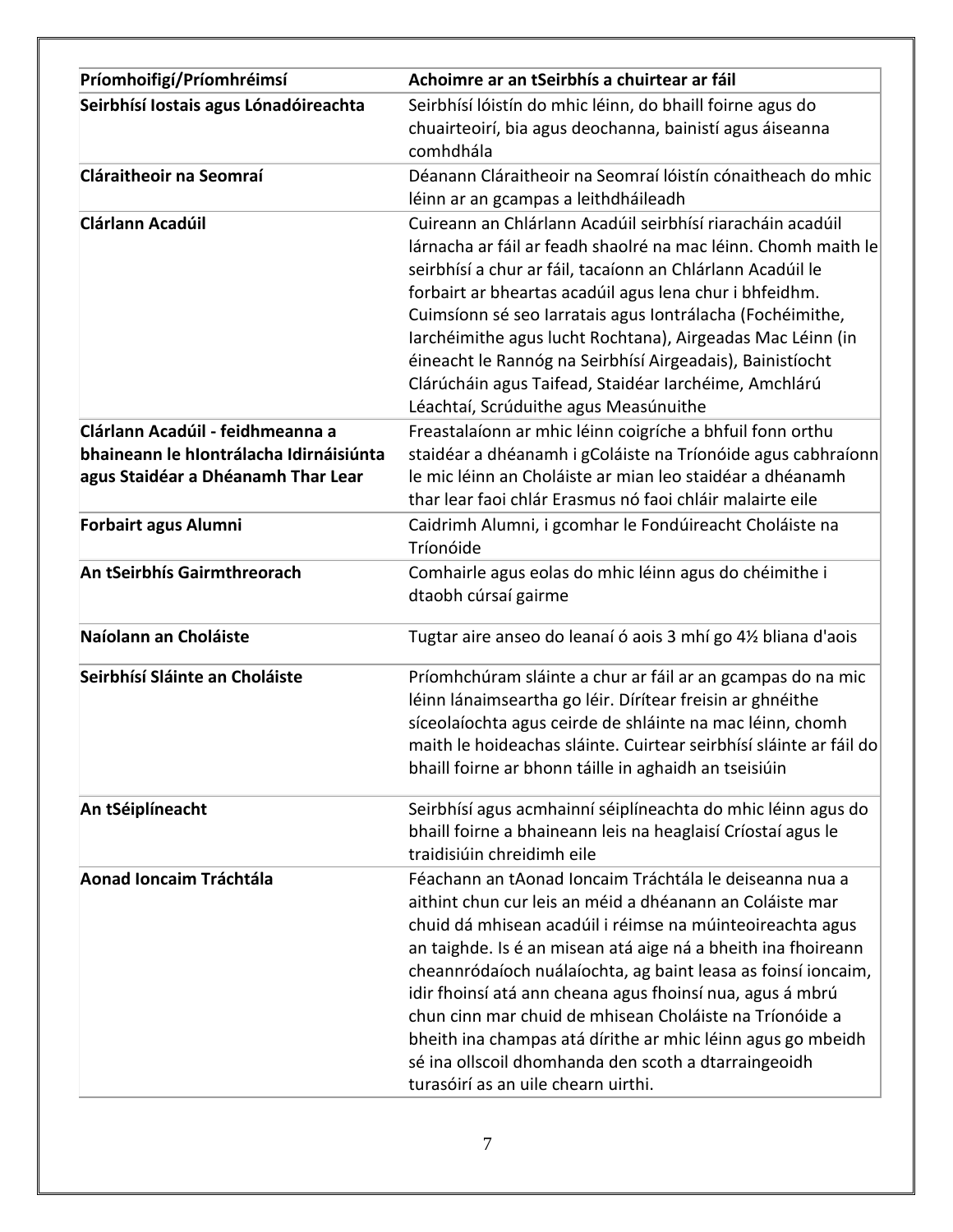| Príomhoifigí/Príomhréimsí | Achoimre ar an tSeirbhís a chuirtear ar fáil |
|---|---|
| **Seirbhísí Iostais agus Lónadóireachta** | Seirbhísí lóistín do mhic léinn, do bhaill foirne agus do chuairteoirí, bia agus deochanna, bainistí agus áiseanna comhdhála |
| **Cláraitheoir na Seomraí** | Déanann Cláraitheoir na Seomraí lóistín cónaitheach do mhic léinn ar an gcampas a leithdháileadh |
| **Clárlann Acadúil** | Cuireann an Chlárlann Acadúil seirbhísí riaracháin acadúil lárnacha ar fáil ar feadh shaolré na mac léinn. Chomh maith le seirbhísí a chur ar fáil, tacaíonn an Chlárlann Acadúil le forbairt ar bheartas acadúil agus lena chur i bhfeidhm. Cuimsíonn sé seo Iarratais agus Iontrálacha (Fochéimithe, Iarchéimithe agus lucht Rochtana), Airgeadas Mac Léinn (in éineacht le Rannóg na Seirbhísí Airgeadais), Bainistíocht Clárúcháin agus Taifead, Staidéar Iarchéime, Amchlárú Léachtaí, Scrúduithe agus Measúnuithe |
| **Clárlann Acadúil - feidhmeanna a bhaineann le hIontrálacha Idirnáisiúnta agus Staidéar a Dhéanamh Thar Lear** | Freastalaíonn ar mhic léinn coigríche a bhfuil fonn orthu staidéar a dhéanamh i gColáiste na Tríonóide agus cabhraíonn le mic léinn an Choláiste ar mian leo staidéar a dhéanamh thar lear faoi chlár Erasmus nó faoi chláir malairte eile |
| **Forbairt agus Alumni** | Caidrimh Alumni, i gcomhar le Fondúireacht Choláiste na Tríonóide |
| **An tSeirbhís Gairmthreorach** | Comhairle agus eolas do mhic léinn agus do chéimithe i dtaobh cúrsaí gairme |
| **Naíolann an Choláiste** | Tugtar aire anseo do leanaí ó aois 3 mhí go 4½ bliana d'aois |
| **Seirbhísí Sláinte an Choláiste** | Príomhchúram sláinte a chur ar fáil ar an gcampas do na mic léinn lánaimseartha go léir. Dírítear freisin ar ghnéithe síceolaíochta agus ceirde de shláinte na mac léinn, chomh maith le hoideachas sláinte. Cuirtear seirbhísí sláinte ar fáil do bhaill foirne ar bhonn táille in aghaidh an tseisiúin |
| **An tSéiplíneacht** | Seirbhísí agus acmhainní séiplíneachta do mhic léinn agus do bhaill foirne a bhaineann leis na heaglaisí Críostaí agus le traidisiúin chreidimh eile |
| **Aonad Ioncaim Tráchtála** | Féachann an tAonad Ioncaim Tráchtála le deiseanna nua a aithint chun cur leis an méid a dhéanann an Coláiste mar chuid dá mhisean acadúil i réimse na múinteoireachta agus an taighde. Is é an misean atá aige ná a bheith ina fhoireann cheannródaíoch nuálaíochta, ag baint leasa as foinsí ioncaim, idir fhoinsí atá ann cheana agus fhoinsí nua, agus á mbrú chun cinn mar chuid de mhisean Choláiste na Tríonóide a bheith ina champas atá dírithe ar mhic léinn agus go mbeidh sé ina ollscoil dhomhanda den scoth a dtarraingeoidh turasóirí as an uile chearn uirthi. |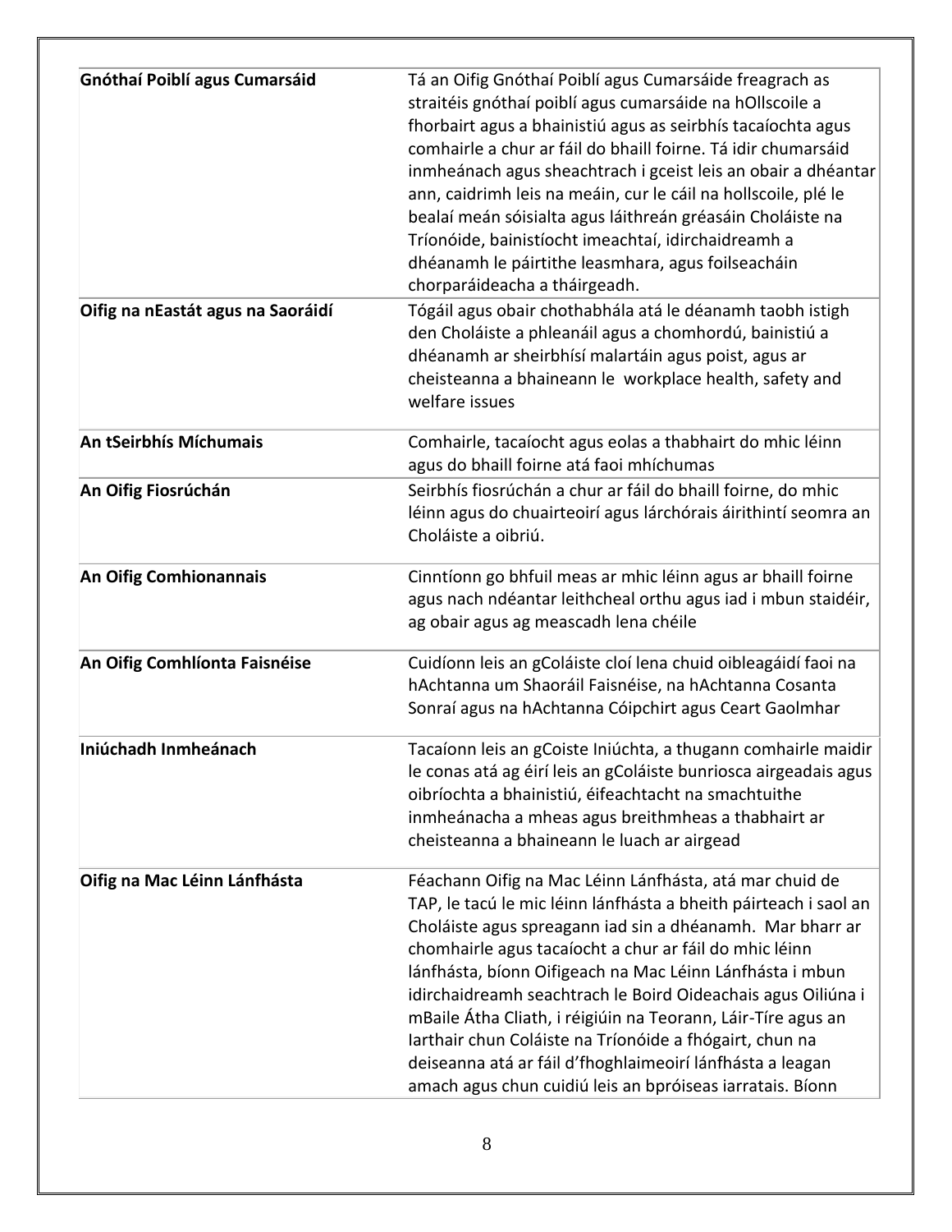| | |
|---|---|
| **Gnóthaí Poiblí agus Cumarsáid** | Tá an Oifig Gnóthaí Poiblí agus Cumarsáide freagrach as straitéis gnóthaí poiblí agus cumarsáide na hOllscoile a fhorbairt agus a bhainistiú agus as seirbhís tacaíochta agus comhairle a chur ar fáil do bhaill foirne. Tá idir chumarsáid inmheánach agus sheachtrach i gceist leis an obair a dhéantar ann, caidrimh leis na meáin, cur le cáil na hollscoile, plé le bealaí meán sóisialta agus láithreán gréasáin Choláiste na Tríonóide, bainistíocht imeachtaí, idirchaidreamh a dhéanamh le páirtithe leasmhara, agus foilseacháin chorparáideacha a tháirgeadh. |
| **Oifig na nEastát agus na Saoráidí** | Tógáil agus obair chothabhála atá le déanamh taobh istigh den Choláiste a phleanáil agus a chomhordú, bainistiú a dhéanamh ar sheirbhísí malartáin agus poist, agus ar cheisteanna a bhaineann le workplace health, safety and welfare issues |
| **An tSeirbhís Míchumais** | Comhairle, tacaíocht agus eolas a thabhairt do mhic léinn agus do bhaill foirne atá faoi mhíchumas |
| **An Oifig Fiosrúchán** | Seirbhís fiosrúchán a chur ar fáil do bhaill foirne, do mhic léinn agus do chuairteoirí agus lárchórais áirithintí seomra an Choláiste a oibriú. |
| **An Oifig Comhionannais** | Cinntíonn go bhfuil meas ar mhic léinn agus ar bhaill foirne agus nach ndéantar leithcheal orthu agus iad i mbun staidéir, ag obair agus ag meascadh lena chéile |
| **An Oifig Comhlíonta Faisnéise** | Cuidíonn leis an gColáiste cloí lena chuid oibleagáidí faoi na hAchtanna um Shaoráil Faisnéise, na hAchtanna Cosanta Sonraí agus na hAchtanna Cóipchirt agus Ceart Gaolmhar |
| **Iniúchadh Inmheánach** | Tacaíonn leis an gCoiste Iniúchta, a thugann comhairle maidir le conas atá ag éirí leis an gColáiste bunriosca airgeadais agus oibríochta a bhainistiú, éifeachtacht na smachtuithe inmheánacha a mheas agus breithmheas a thabhairt ar cheisteanna a bhaineann le luach ar airgead |
| **Oifig na Mac Léinn Lánfhásta** | Féachann Oifig na Mac Léinn Lánfhásta, atá mar chuid de TAP, le tacú le mic léinn lánfhásta a bheith páirteach i saol an Choláiste agus spreagann iad sin a dhéanamh. Mar bharr ar chomhairle agus tacaíocht a chur ar fáil do mhic léinn lánfhásta, bíonn Oifigeach na Mac Léinn Lánfhásta i mbun idirchaidreamh seachtrach le Boird Oideachais agus Oiliúna i mBaile Átha Cliath, i réigiúin na Teorann, Láir-Tíre agus an Iarthair chun Coláiste na Tríonóide a fhógairt, chun na deiseanna atá ar fáil d'fhoghlaimeoirí lánfhásta a leagan amach agus chun cuidiú leis an bpróiseas iarratais. Bíonn |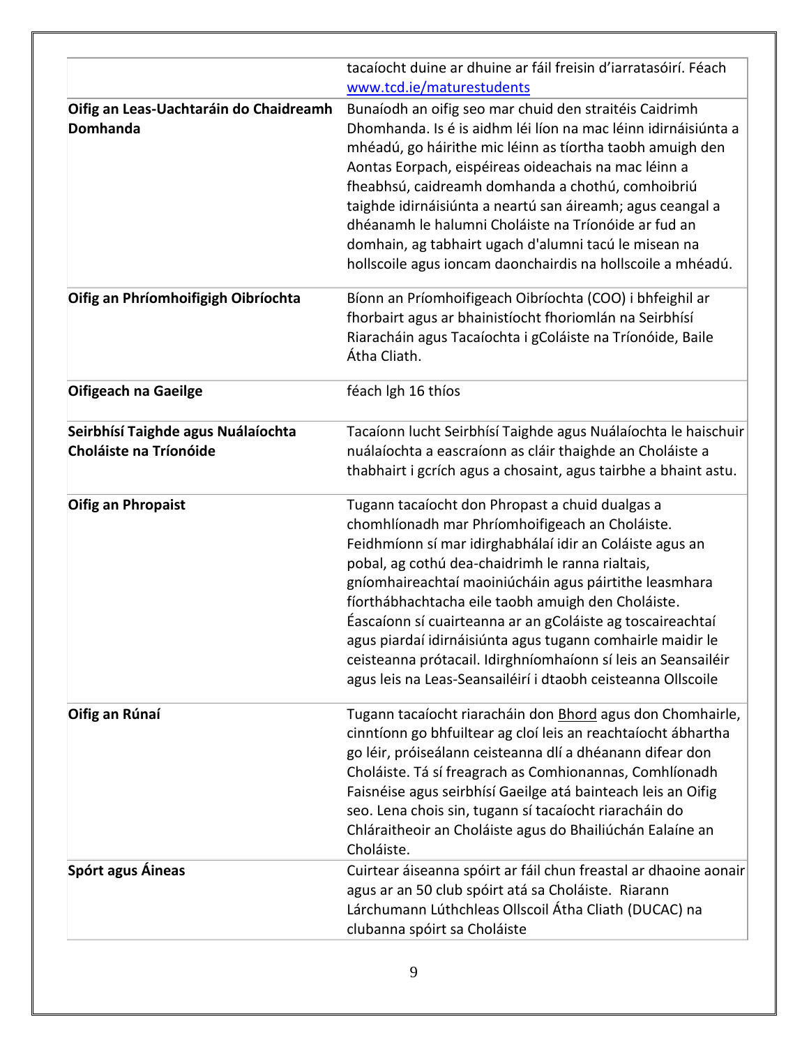| | |
|---|---|
| | tacaíocht duine ar dhuine ar fáil freisin d'iarratasóirí. Féach www.tcd.ie/maturestudents |
| **Oifig an Leas-Uachtaráin do Chaidreamh Domhanda** | Bunaíodh an oifig seo mar chuid den straitéis Caidrimh Dhomhanda. Is é is aidhm léi líon na mac léinn idirnáisiúnta a mhéadú, go háirithe mic léinn as tíortha taobh amuigh den Aontas Eorpach, eispéireas oideachais na mac léinn a fheabhsú, caidreamh domhanda a chothú, comhoibriú taighde idirnáisiúnta a neartú san áireamh; agus ceangal a dhéanamh le halumni Choláiste na Tríonóide ar fud an domhain, ag tabhairt ugach d'alumni tacú le misean na hollscoile agus ioncam daonchairdis na hollscoile a mhéadú. |
| **Oifig an Phríomhoifigigh Oibríochta** | Bíonn an Príomhoifigeach Oibríochta (COO) i bhfeighil ar fhorbairt agus ar bhainistíocht fhoriomlán na Seirbhísí Riaracháin agus Tacaíochta i gColáiste na Tríonóide, Baile Átha Cliath. |
| **Oifigeach na Gaeilge** | féach lgh 16 thíos |
| **Seirbhísí Taighde agus Nuálaíochta Choláiste na Tríonóide** | Tacaíonn lucht Seirbhísí Taighde agus Nuálaíochta le haischuir nuálaíochta a eascraíonn as cláir thaighde an Choláiste a thabhairt i gcrích agus a chosaint, agus tairbhe a bhaint astu. |
| **Oifig an Phropaist** | Tugann tacaíocht don Phropast a chuid dualgas a chomhlíonadh mar Phríomhoifigeach an Choláiste. Feidhmíonn sí mar idirghabhálaí idir an Coláiste agus an pobal, ag cothú dea-chaidrimh le ranna rialtais, gníomhaireachtaí maoiniúcháin agus páirtithe leasmhara fíorthábhachtacha eile taobh amuigh den Choláiste. Éascaíonn sí cuairteanna ar an gColáiste ag toscaireachtaí agus piardaí idirnáisiúnta agus tugann comhairle maidir le ceisteanna prótacail. Idirghníomhaíonn sí leis an Seansailéir agus leis na Leas-Seansailéirí i dtaobh ceisteanna Ollscoile |
| **Oifig an Rúnaí** | Tugann tacaíocht riaracháin don Bhord agus don Chomhairle, cinntíonn go bhfuiltear ag cloí leis an reachtaíocht ábhartha go léir, próiseálann ceisteanna dlí a dhéanann difear don Choláiste. Tá sí freagrach as Comhionannas, Comhlíonadh Faisnéise agus seirbhísí Gaeilge atá bainteach leis an Oifig seo. Lena chois sin, tugann sí tacaíocht riaracháin do Chláraitheoir an Choláiste agus do Bhailiúchán Ealaíne an Choláiste. |
| **Spórt agus Áineas** | Cuirtear áiseanna spóirt ar fáil chun freastal ar dhaoine aonair agus ar an 50 club spóirt atá sa Choláiste. Riarann Lárchumann Lúthchleas Ollscoil Átha Cliath (DUCAC) na clubanna spóirt sa Choláiste |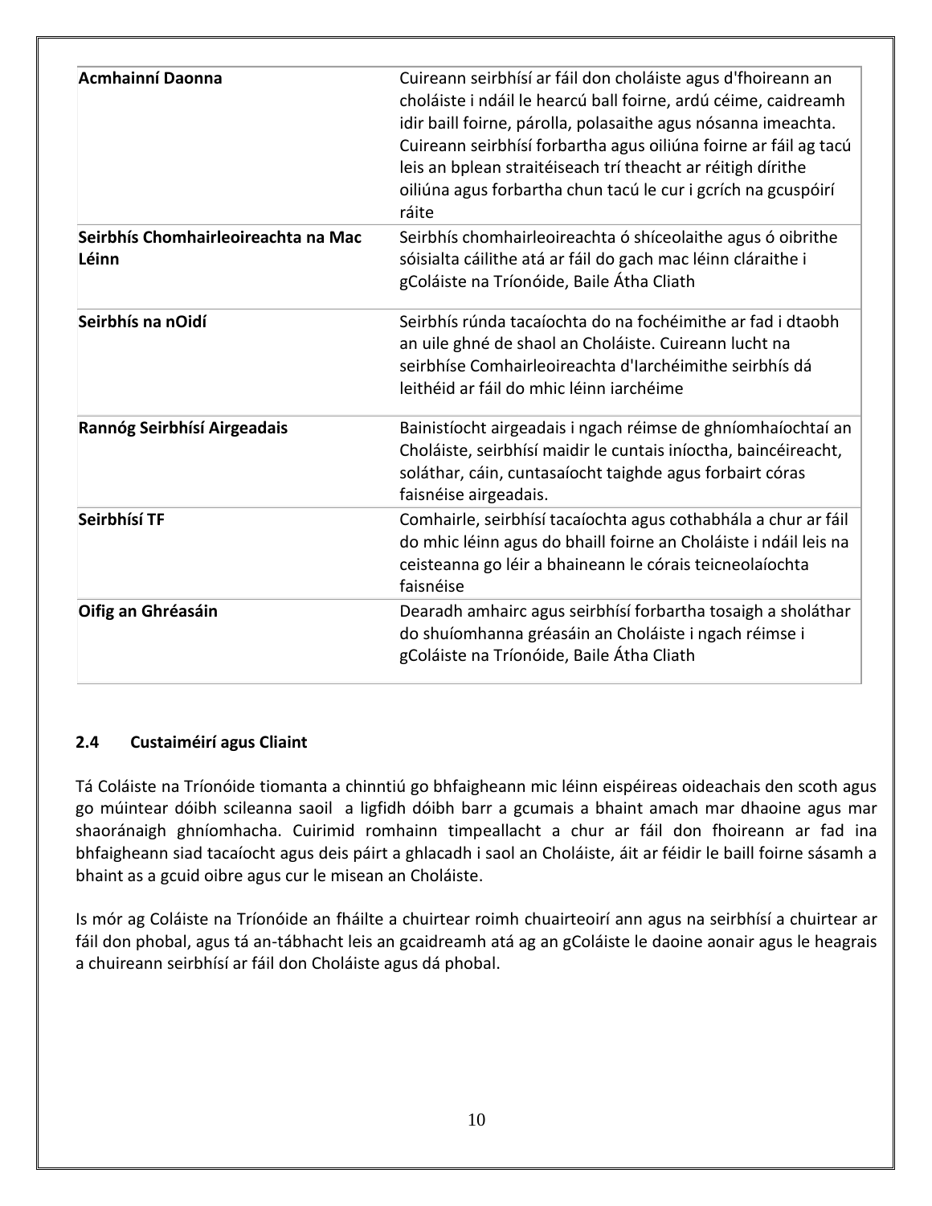| | |
|---|---|
| **Acmhainní Daonna** | Cuireann seirbhísí ar fáil don choláiste agus d'fhoireann an choláiste i ndáil le hearcú ball foirne, ardú céime, caidreamh idir baill foirne, párolla, polasaithe agus nósanna imeachta. Cuireann seirbhísí forbartha agus oiliúna foirne ar fáil ag tacú leis an bplean straitéiseach trí theacht ar réitigh dírithe oiliúna agus forbartha chun tacú le cur i gcrích na gcuspóirí ráite |
| **Seirbhís Chomhairleoireachta na Mac Léinn** | Seirbhís chomhairleoireachta ó shíceolaithe agus ó oibrithe sóisialta cáilithe atá ar fáil do gach mac léinn cláraithe i gColáiste na Tríonóide, Baile Átha Cliath |
| **Seirbhís na nOidí** | Seirbhís rúnda tacaíochta do na fochéimithe ar fad i dtaobh an uile ghné de shaol an Choláiste. Cuireann lucht na seirbhíse Comhairleoireachta d'Iarchéimithe seirbhís dá leithéid ar fáil do mhic léinn iarchéime |
| **Rannóg Seirbhísí Airgeadais** | Bainistíocht airgeadais i ngach réimse de ghníomhaíochtaí an Choláiste, seirbhísí maidir le cuntais iníoctha, baincéireacht, soláthar, cáin, cuntasaíocht taighde agus forbairt córas faisnéise airgeadais. |
| **Seirbhísí TF** | Comhairle, seirbhísí tacaíochta agus cothabhála a chur ar fáil do mhic léinn agus do bhaill foirne an Choláiste i ndáil leis na ceisteanna go léir a bhaineann le córais teicneolaíochta faisnéise |
| **Oifig an Ghréasáin** | Dearadh amhairc agus seirbhísí forbartha tosaigh a sholáthar do shuíomhanna gréasáin an Choláiste i ngach réimse i gColáiste na Tríonóide, Baile Átha Cliath |

### 2.4 Custaiméirí agus Cliaint

Tá Coláiste na Tríonóide tiomanta a chinntiú go bhfaigheann mic léinn eispéireas oideachais den scoth agus go múintear dóibh scileanna saoil a ligfidh dóibh barr a gcumais a bhaint amach mar dhaoine agus mar shaoránaigh ghníomhacha. Cuirimid romhainn timpeallacht a chur ar fáil don fhoireann ar fad ina bhfaigheann siad tacaíocht agus deis páirt a ghlacadh i saol an Choláiste, áit ar féidir le baill foirne sásamh a bhaint as a gcuid oibre agus cur le misean an Choláiste.

Is mór ag Coláiste na Tríonóide an fháilte a chuirtear roimh chuairteoirí ann agus na seirbhísí a chuirtear ar fáil don phobal, agus tá an-tábhacht leis an gcaidreamh atá ag an gColáiste le daoine aonair agus le heagrais a chuireann seirbhísí ar fáil don Choláiste agus dá phobal.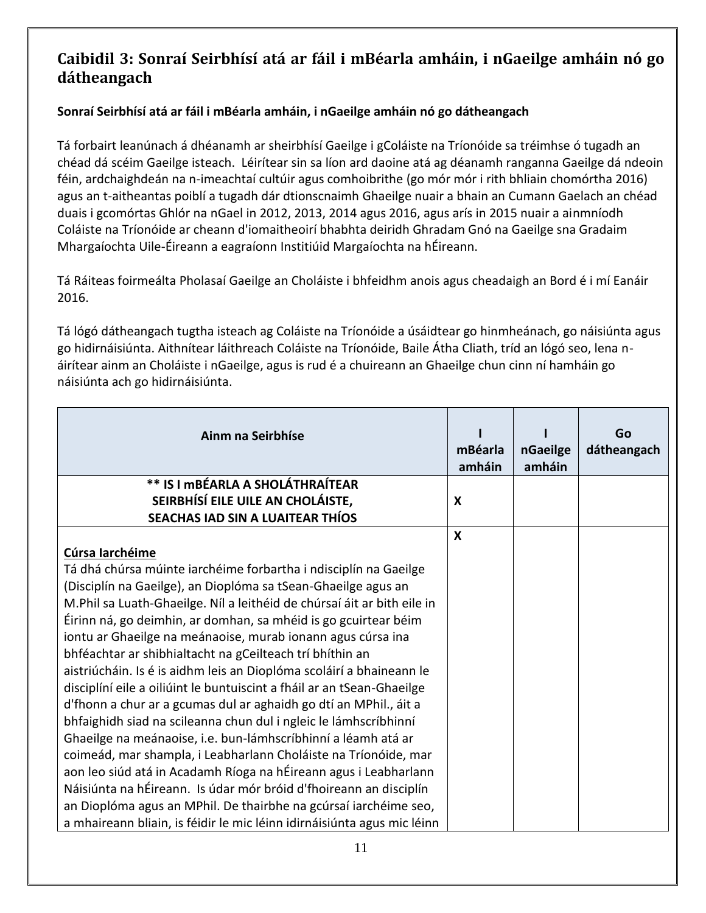## Caibidil 3: Sonraí Seirbhísí atá ar fáil i mBéarla amháin, i nGaeilge amháin nó go dátheangach

**Sonraí Seirbhísí atá ar fáil i mBéarla amháin, i nGaeilge amháin nó go dátheangach**

Tá forbairt leanúnach á dhéanamh ar sheirbhísí Gaeilge i gColáiste na Tríonóide sa tréimhse ó tugadh an chéad dá scéim Gaeilge isteach. Léirítear sin sa líon ard daoine atá ag déanamh ranganna Gaeilge dá ndeoin féin, ardchaighdeán na n-imeachtaí cultúir agus comhoibrithe (go mór mór i rith bhliain chomórtha 2016) agus an t-aitheantas poiblí a tugadh dár dtionscnaimh Ghaeilge nuair a bhain an Cumann Gaelach an chéad duais i gcomórtas Ghlór na nGael in 2012, 2013, 2014 agus 2016, agus arís in 2015 nuair a ainmníodh Coláiste na Tríonóide ar cheann d'iomaitheoirí bhabhta deiridh Ghradam Gnó na Gaeilge sna Gradaim Mhargaíochta Uile-Éireann a eagraíonn Institiúid Margaíochta na hÉireann.

Tá Ráiteas foirmeálta Pholasaí Gaeilge an Choláiste i bhfeidhm anois agus cheadaigh an Bord é i mí Eanáir 2016.

Tá lógó dátheangach tugtha isteach ag Coláiste na Tríonóide a úsáidtear go hinmheánach, go náisiúnta agus go hidirnáisiúnta. Aithnítear láithreach Coláiste na Tríonóide, Baile Átha Cliath, tríd an lógó seo, lena n-áirítear ainm an Choláiste i nGaeilge, agus is rud é a chuireann an Ghaeilge chun cinn ní hamháin go náisiúnta ach go hidirnáisiúnta.

| Ainm na Seirbhíse | I mBéarla amháin | I nGaeilge amháin | Go dátheangach |
|---|---|---|---|
| **\*\* IS I mBÉARLA A SHOLÁTHRAÍTEAR SEIRBHÍSÍ EILE UILE AN CHOLÁISTE, SEACHAS IAD SIN A LUAITEAR THÍOS** | **X** | | |
| <u>**Cúrsa Iarchéime**</u><br>Tá dhá chúrsa múinte iarchéime forbartha i ndisciplín na Gaeilge (Disciplín na Gaeilge), an Dioplóma sa tSean-Ghaeilge agus an M.Phil sa Luath-Ghaeilge. Níl a leithéid de chúrsaí áit ar bith eile in Éirinn ná, go deimhin, ar domhan, sa mhéid is go gcuirtear béim iontu ar Ghaeilge na meánaoise, murab ionann agus cúrsa ina bhféachtar ar shibhialtacht na gCeilteach trí bhíthin an aistriúcháin. Is é is aidhm leis an Dioplóma scoláirí a bhaineann le disciplíní eile a oiliúint le buntuiscint a fháil ar an tSean-Ghaeilge d'fhonn a chur ar a gcumas dul ar aghaidh go dtí an MPhil., áit a bhfaighidh siad na scileanna chun dul i ngleic le lámhscríbhinní Ghaeilge na meánaoise, i.e. bun-lámhscríbhinní a léamh atá ar coimeád, mar shampla, i Leabharlann Choláiste na Tríonóide, mar aon leo siúd atá in Acadamh Ríoga na hÉireann agus i Leabharlann Náisiúnta na hÉireann. Is údar mór bróid d'fhoireann an disciplín an Dioplóma agus an MPhil. De thairbhe na gcúrsaí iarchéime seo, a mhaireann bliain, is féidir le mic léinn idirnáisiúnta agus mic léinn | **X** | | |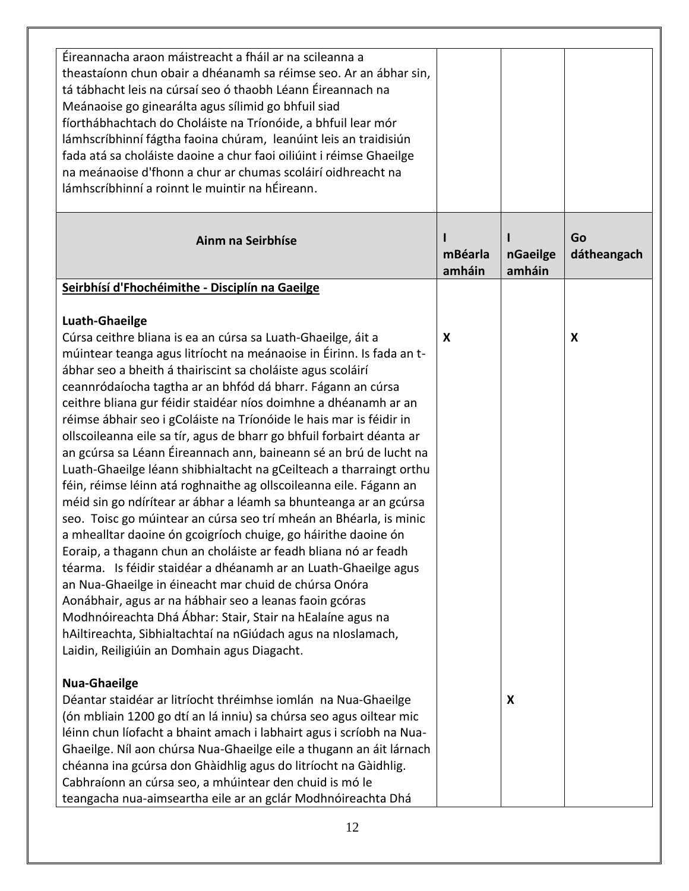| | | | |
|---|---|---|---|
| Éireannacha araon máistreacht a fháil ar na scileanna a theastaíonn chun obair a dhéanamh sa réimse seo. Ar an ábhar sin, tá tábhacht leis na cúrsaí seo ó thaobh Léann Éireannach na Meánaoise go ginearálta agus sílimid go bhfuil siad fíorthábhachtach do Choláiste na Tríonóide, a bhfuil lear mór lámhscríbhinní fágtha faoina chúram, leanúint leis an traidisiún fada atá sa choláiste daoine a chur faoi oiliúint i réimse Ghaeilge na meánaoise d'fhonn a chur ar chumas scoláirí oidhreacht na lámhscríbhinní a roinnt le muintir na hÉireann. | | | |
| **Ainm na Seirbhíse** | **I mBéarla amháin** | **I nGaeilge amháin** | **Go dátheangach** |
| **<u>Seirbhísí d'Fhochéimithe - Disciplín na Gaeilge</u>**<br><br>**Luath-Ghaeilge**<br>Cúrsa ceithre bliana is ea an cúrsa sa Luath-Ghaeilge, áit a múintear teanga agus litríocht na meánaoise in Éirinn. Is fada an t-ábhar seo a bheith á thairiscint sa choláiste agus scoláirí ceannródaíocha tagtha ar an bhfód dá bharr. Fágann an cúrsa ceithre bliana gur féidir staidéar níos doimhne a dhéanamh ar an réimse ábhair seo i gColáiste na Tríonóide le hais mar is féidir in ollscoileanna eile sa tír, agus de bharr go bhfuil forbairt déanta ar an gcúrsa sa Léann Éireannach ann, baineann sé an brú de lucht na Luath-Ghaeilge léann shibhialtacht na gCeilteach a tharraingt orthu féin, réimse léinn atá roghnaithe ag ollscoileanna eile. Fágann an méid sin go ndírítear ar ábhar a léamh sa bhunteanga ar an gcúrsa seo. Toisc go múintear an cúrsa seo trí mheán an Bhéarla, is minic a mhealltar daoine ón gcoigríoch chuige, go háirithe daoine ón Eoraip, a thagann chun an choláiste ar feadh bliana nó ar feadh téarma. Is féidir staidéar a dhéanamh ar an Luath-Ghaeilge agus an Nua-Ghaeilge in éineacht mar chuid de chúrsa Onóra Aonábhair, agus ar na hábhair seo a leanas faoin gcóras Modhnóireachta Dhá Ábhar: Stair, Stair na hEalaíne agus na hAiltireachta, Sibhialtachtaí na nGiúdach agus na nIoslamach, Laidin, Reiligiúin an Domhain agus Diagacht. | X | | X |
| **Nua-Ghaeilge**<br>Déantar staidéar ar litríocht thréimhse iomlán na Nua-Ghaeilge (ón mbliain 1200 go dtí an lá inniu) sa chúrsa seo agus oiltear mic léinn chun líofacht a bhaint amach i labhairt agus i scríobh na Nua-Ghaeilge. Níl aon chúrsa Nua-Ghaeilge eile a thugann an áit lárnach chéanna ina gcúrsa don Ghàidhlig agus do litríocht na Gàidhlig. Cabhraíonn an cúrsa seo, a mhúintear den chuid is mó le teangacha nua-aimseartha eile ar an gclár Modhnóireachta Dhá | | X | |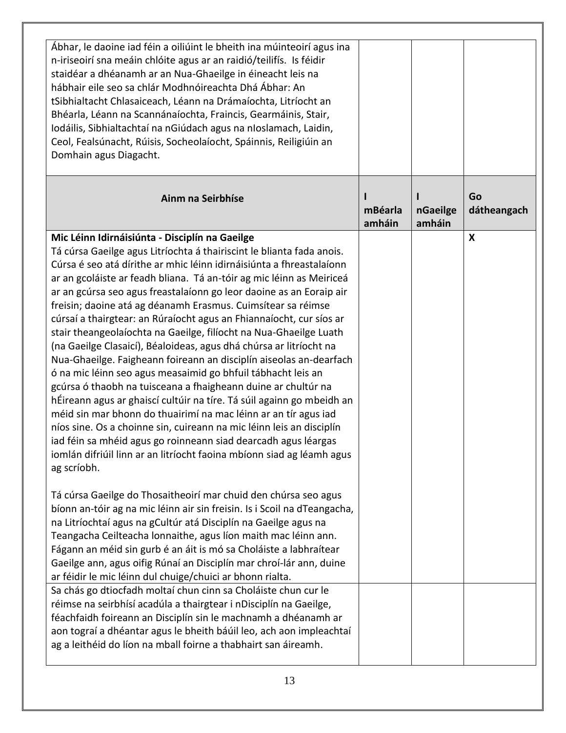| Ábhar, le daoine iad féin a oiliúint le bheith ina múinteoirí agus ina n-iriseoirí sna meáin chlóite agus ar an raidió/teilifís. Is féidir staidéar a dhéanamh ar an Nua-Ghaeilge in éineacht leis na hábhair eile seo sa chlár Modhnóireachta Dhá Ábhar: An tSibhialtacht Chlasaiceach, Léann na Drámaíochta, Litríocht an Bhéarla, Léann na Scannánaíochta, Fraincis, Gearmáinis, Stair, Iodáilis, Sibhialtachtaí na nGiúdach agus na nIoslamach, Laidin, Ceol, Fealsúnacht, Rúisis, Socheolaíocht, Spáinnis, Reiligiúin an Domhain agus Diagacht. | | | |
|---|---|---|---|
| **Ainm na Seirbhíse** | **I mBéarla amháin** | **I nGaeilge amháin** | **Go dátheangach** |
| **Mic Léinn Idirnáisiúnta - Disciplín na Gaeilge**<br>Tá cúrsa Gaeilge agus Litríochta á thairiscint le blianta fada anois. Cúrsa é seo atá dírithe ar mhic léinn idirnáisiúnta a fhreastalaíonn ar an gcoláiste ar feadh bliana. Tá an-tóir ag mic léinn as Meiriceá ar an gcúrsa seo agus freastalaíonn go leor daoine as an Eoraip air freisin; daoine atá ag déanamh Erasmus. Cuimsítear sa réimse cúrsaí a thairgtear: an Rúraíocht agus an Fhiannaíocht, cur síos ar stair theangeolaíochta na Gaeilge, filíocht na Nua-Ghaeilge Luath (na Gaeilge Clasaicí), Béaloideas, agus dhá chúrsa ar litríocht na Nua-Ghaeilge. Faigheann foireann an disciplín aiseolas an-dearfach ó na mic léinn seo agus measaimid go bhfuil tábhacht leis an gcúrsa ó thaobh na tuisceana a fhaigheann duine ar chultúr na hÉireann agus ar ghaiscí cultúir na tíre. Tá súil againn go mbeidh an méid sin mar bhonn do thuairimí na mac léinn ar an tír agus iad níos sine. Os a choinne sin, cuireann na mic léinn leis an disciplín iad féin sa mhéid agus go roinneann siad dearcadh agus léargas iomlán difriúil linn ar an litríocht faoina mbíonn siad ag léamh agus ag scríobh.<br><br>Tá cúrsa Gaeilge do Thosaitheoirí mar chuid den chúrsa seo agus bíonn an-tóir ag na mic léinn air sin freisin. Is i Scoil na dTeangacha, na Litríochtaí agus na gCultúr atá Disciplín na Gaeilge agus na Teangacha Ceilteacha lonnaithe, agus líon maith mac léinn ann. Fágann an méid sin gurb é an áit is mó sa Choláiste a labhraítear Gaeilge ann, agus oifig Rúnaí an Disciplín mar chroí-lár ann, duine ar féidir le mic léinn dul chuige/chuici ar bhonn rialta. | | | X |
| Sa chás go dtiocfadh moltaí chun cinn sa Choláiste chun cur le réimse na seirbhísí acadúla a thairgtear i nDisciplín na Gaeilge, féachfaidh foireann an Disciplín sin le machnamh a dhéanamh ar aon tograí a dhéantar agus le bheith báúil leo, ach aon impleachtaí ag a leithéid do líon na mball foirne a thabhairt san áireamh. | | | |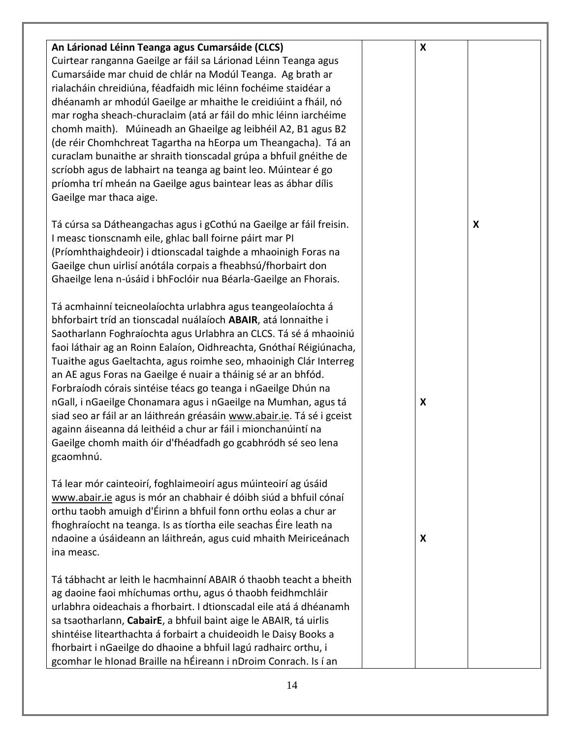| | | | |
|---|---|---|---|
| **An Lárionad Léinn Teanga agus Cumarsáide (CLCS)**<br>Cuirtear ranganna Gaeilge ar fáil sa Lárionad Léinn Teanga agus Cumarsáide mar chuid de chlár na Modúl Teanga. Ag brath ar rialacháin chreidiúna, féadfaidh mic léinn fochéime staidéar a dhéanamh ar mhodúl Gaeilge ar mhaithe le creidiúint a fháil, nó mar rogha sheach-churaclaim (atá ar fáil do mhic léinn iarchéime chomh maith). Múineadh an Ghaeilge ag leibhéil A2, B1 agus B2 (de réir Chomhchreat Tagartha na hEorpa um Theangacha). Tá an curaclam bunaithe ar shraith tionscadal grúpa a bhfuil gnéithe de scríobh agus de labhairt na teanga ag baint leo. Múintear é go príomha trí mheán na Gaeilge agus baintear leas as ábhar dílis Gaeilge mar thaca aige. | | X | |
| Tá cúrsa sa Dátheangachas agus i gCothú na Gaeilge ar fáil freisin. I measc tionscnamh eile, ghlac ball foirne páirt mar PI (Príomhthaighdeoir) i dtionscadal taighde a mhaoinigh Foras na Gaeilge chun uirlisí anótála corpais a fheabhsú/fhorbairt don Ghaeilge lena n-úsáid i bhFoclóir nua Béarla-Gaeilge an Fhorais. | | | X |
| Tá acmhainní teicneolaíochta urlabhra agus teangeolaíochta á bhforbairt tríd an tionscadal nuálaíoch **ABAIR**, atá lonnaithe i Saotharlann Foghraíochta agus Urlabhra an CLCS. Tá sé á mhaoiniú faoi láthair ag an Roinn Ealaíon, Oidhreachta, Gnóthaí Réigiúnacha, Tuaithe agus Gaeltachta, agus roimhe seo, mhaoinigh Clár Interreg an AE agus Foras na Gaeilge é nuair a tháinig sé ar an bhfód. Forbraíodh córais sintéise téacs go teanga i nGaeilge Dhún na nGall, i nGaeilge Chonamara agus i nGaeilge na Mumhan, agus tá siad seo ar fáil ar an láithreán gréasáin www.abair.ie. Tá sé i gceist againn áiseanna dá leithéid a chur ar fáil i mionchanúintí na Gaeilge chomh maith óir d'fhéadfadh go gcabhródh sé seo lena gcaomhnú. | | X | |
| Tá lear mór cainteoirí, foghlaimeoirí agus múinteoirí ag úsáid www.abair.ie agus is mór an chabhair é dóibh siúd a bhfuil cónaí orthu taobh amuigh d'Éirinn a bhfuil fonn orthu eolas a chur ar fhoghraíocht na teanga. Is as tíortha eile seachas Éire leath na ndaoine a úsáideann an láithreán, agus cuid mhaith Meiriceánach ina measc. | | X | |
| Tá tábhacht ar leith le hacmhainní ABAIR ó thaobh teacht a bheith ag daoine faoi mhíchumas orthu, agus ó thaobh feidhmchláir urlabhra oideachais a fhorbairt. I dtionscadal eile atá á dhéanamh sa tsaotharlann, **CabairE**, a bhfuil baint aige le ABAIR, tá uirlis shintéise litearthachta á forbairt a chuideoidh le Daisy Books a fhorbairt i nGaeilge do dhaoine a bhfuil lagú radhairc orthu, i gcomhar le hIonad Braille na hÉireann i nDroim Conrach. Is í an | | | |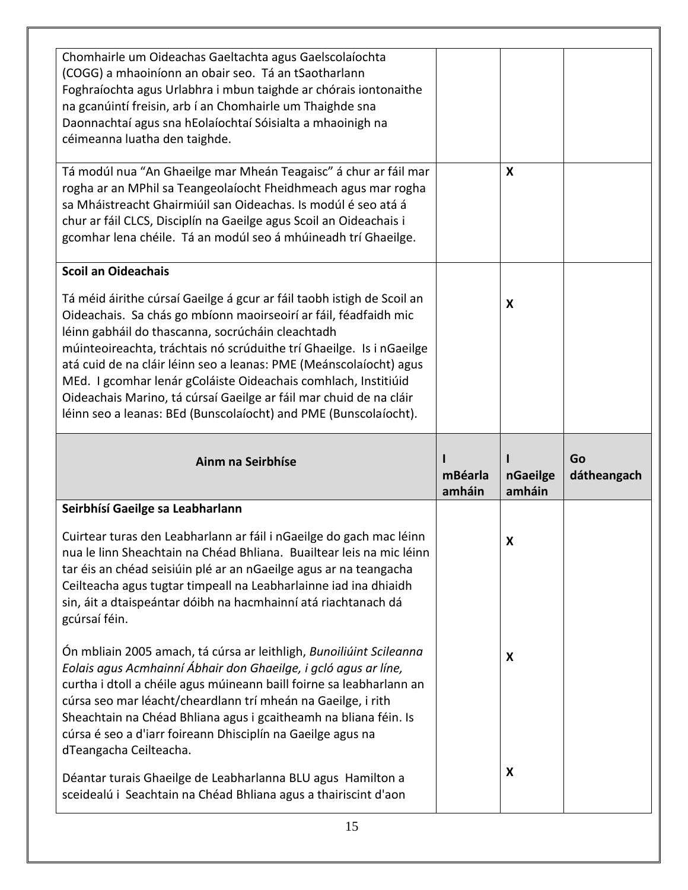| | | | |
|---|---|---|---|
| Chomhairle um Oideachas Gaeltachta agus Gaelscolaíochta (COGG) a mhaoiníonn an obair seo. Tá an tSaotharlann Foghraíochta agus Urlabhra i mbun taighde ar chórais iontonaithe na gcanúintí freisin, arb í an Chomhairle um Thaighde sna Daonnachtaí agus sna hEolaíochtaí Sóisialta a mhaoinigh na céimeanna luatha den taighde. | | | |
| Tá modúl nua "An Ghaeilge mar Mheán Teagaisc" á chur ar fáil mar rogha ar an MPhil sa Teangeolaíocht Fheidhmeach agus mar rogha sa Mháistreacht Ghairmiúil san Oideachas. Is modúl é seo atá á chur ar fáil CLCS, Disciplín na Gaeilge agus Scoil an Oideachais i gcomhar lena chéile. Tá an modúl seo á mhúineadh trí Ghaeilge. | | X | |
| **Scoil an Oideachais**<br><br>Tá méid áirithe cúrsaí Gaeilge á gcur ar fáil taobh istigh de Scoil an Oideachais. Sa chás go mbíonn maoirseoirí ar fáil, féadfaidh mic léinn gabháil do thascanna, socrúcháin cleachtadh múinteoireachta, tráchtais nó scrúduithe trí Ghaeilge. Is i nGaeilge atá cuid de na cláir léinn seo a leanas: PME (Meánscolaíocht) agus MEd. I gcomhar lenár gColáiste Oideachais comhlach, Institiúid Oideachais Marino, tá cúrsaí Gaeilge ar fáil mar chuid de na cláir léinn seo a leanas: BEd (Bunscolaíocht) and PME (Bunscolaíocht). | | X | |
| **Ainm na Seirbhíse** | **I mBéarla amháin** | **I nGaeilge amháin** | **Go dátheangach** |
| **Seirbhísí Gaeilge sa Leabharlann**<br><br>Cuirtear turas den Leabharlann ar fáil i nGaeilge do gach mac léinn nua le linn Sheachtain na Chéad Bhliana. Buailtear leis na mic léinn tar éis an chéad seisiúin plé ar an nGaeilge agus ar na teangacha Ceilteacha agus tugtar timpeall na Leabharlainne iad ina dhiaidh sin, áit a dtaispeántar dóibh na hacmhainní atá riachtanach dá gcúrsaí féin. | | X | |
| Ón mbliain 2005 amach, tá cúrsa ar leithligh, *Bunoiliúint Scileanna Eolais agus Acmhainní Ábhair don Ghaeilge, i gcló agus ar líne,* curtha i dtoll a chéile agus múineann baill foirne sa leabharlann an cúrsa seo mar léacht/cheardlann trí mheán na Gaeilge, i rith Sheachtain na Chéad Bhliana agus i gcaitheamh na bliana féin. Is cúrsa é seo a d'iarr foireann Dhisciplín na Gaeilge agus na dTeangacha Ceilteacha. | | X | |
| Déantar turais Ghaeilge de Leabharlanna BLU agus Hamilton a sceidealú i Seachtain na Chéad Bhliana agus a thairiscint d'aon | | X | |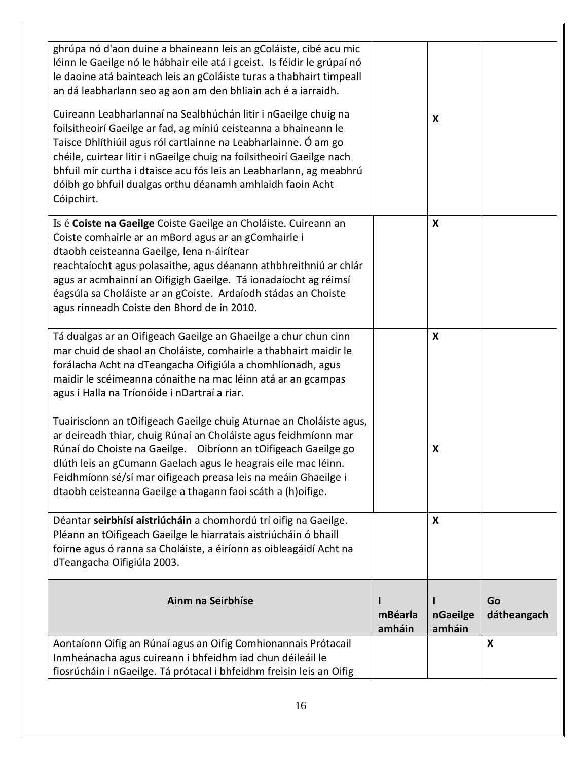| | | | |
|---|---|---|---|
| ghrúpa nó d'aon duine a bhaineann leis an gColáiste, cibé acu mic léinn le Gaeilge nó le hábhair eile atá i gceist. Is féidir le grúpaí nó le daoine atá bainteach leis an gColáiste turas a thabhairt timpeall an dá leabharlann seo ag aon am den bhliain ach é a iarraidh.<br><br>Cuireann Leabharlannaí na Sealbhúchán litir i nGaeilge chuig na foilsitheoirí Gaeilge ar fad, ag míniú ceisteanna a bhaineann le Taisce Dhlíthiúil agus ról cartlainne na Leabharlainne. Ó am go chéile, cuirtear litir i nGaeilge chuig na foilsitheoirí Gaeilge nach bhfuil mír curtha i dtaisce acu fós leis an Leabharlann, ag meabhrú dóibh go bhfuil dualgas orthu déanamh amhlaidh faoin Acht Cóipchirt. | | X | |
| Is é **Coiste na Gaeilge** Coiste Gaeilge an Choláiste. Cuireann an Coiste comhairle ar an mBord agus ar an gComhairle i dtaobh ceisteanna Gaeilge, lena n-áirítear reachtaíocht agus polasaithe, agus déanann athbhreithniú ar chlár agus ar acmhainní an Oifigigh Gaeilge. Tá ionadaíocht ag réimsí éagsúla sa Choláiste ar an gCoiste. Ardaíodh stádas an Choiste agus rinneadh Coiste den Bhord de in 2010. | | X | |
| Tá dualgas ar an Oifigeach Gaeilge an Ghaeilge a chur chun cinn mar chuid de shaol an Choláiste, comhairle a thabhairt maidir le forálacha Acht na dTeangacha Oifigiúla a chomhlíonadh, agus maidir le scéimeanna cónaithe na mac léinn atá ar an gcampas agus i Halla na Tríonóide i nDartraí a riar.<br><br>Tuairiscíonn an tOifigeach Gaeilge chuig Aturnae an Choláiste agus, ar deireadh thiar, chuig Rúnaí an Choláiste agus feidhmíonn mar Rúnaí do Choiste na Gaeilge. Oibríonn an tOifigeach Gaeilge go dlúth leis an gCumann Gaelach agus le heagrais eile mac léinn. Feidhmíonn sé/sí mar oifigeach preasa leis na meáin Ghaeilge i dtaobh ceisteanna Gaeilge a thagann faoi scáth a (h)oifige. | | X<br><br>X | |
| Déantar **seirbhísí aistriúcháin** a chomhordú trí oifig na Gaeilge. Pléann an tOifigeach Gaeilge le hiarratais aistriúcháin ó bhaill foirne agus ó ranna sa Choláiste, a éiríonn as oibleagáidí Acht na dTeangacha Oifigiúla 2003. | | X | |
| **Ainm na Seirbhíse** | **I mBéarla amháin** | **I nGaeilge amháin** | **Go dátheangach** |
| Aontaíonn Oifig an Rúnaí agus an Oifig Comhionannais Prótacail Inmheánacha agus cuireann i bhfeidhm iad chun déileáil le fiosrúcháin i nGaeilge. Tá prótacal i bhfeidhm freisin leis an Oifig | | | X |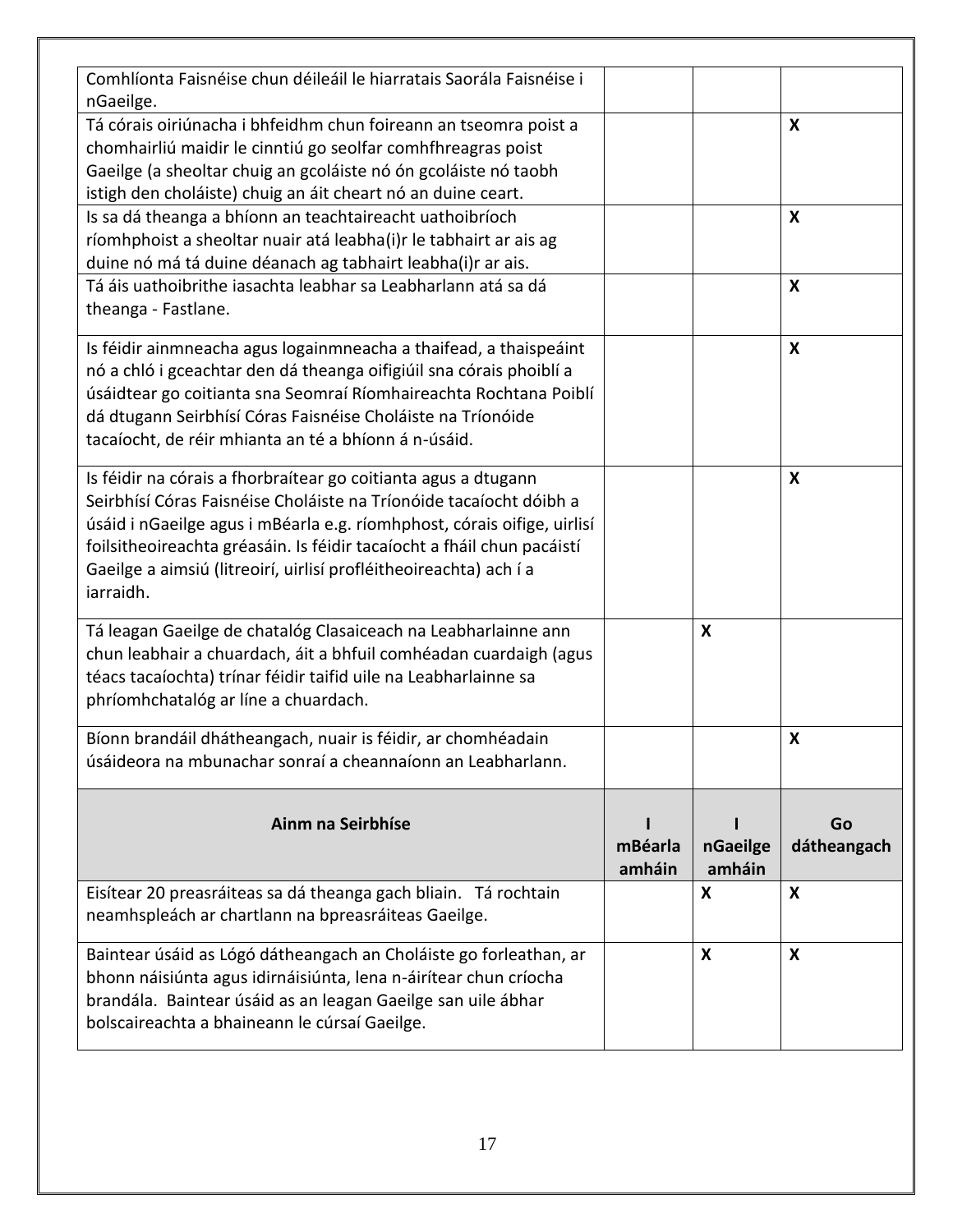| | | | |
|---|---|---|---|
| Comhlíonta Faisnéise chun déileáil le hiarratais Saorála Faisnéise i nGaeilge. | | | |
| Tá córais oiriúnacha i bhfeidhm chun foireann an tseomra poist a chomhairliú maidir le cinntiú go seolfar comhfhreagras poist Gaeilge (a sheoltar chuig an gcoláiste nó ón gcoláiste nó taobh istigh den choláiste) chuig an áit cheart nó an duine ceart. | | | X |
| Is sa dá theanga a bhíonn an teachtaireacht uathoibríoch ríomhphoist a sheoltar nuair atá leabha(i)r le tabhairt ar ais ag duine nó má tá duine déanach ag tabhairt leabha(i)r ar ais. | | | X |
| Tá áis uathoibrithe iasachta leabhar sa Leabharlann atá sa dá theanga - Fastlane. | | | X |
| Is féidir ainmneacha agus logainmneacha a thaifead, a thaispeáint nó a chló i gceachtar den dá theanga oifigiúil sna córais phoiblí a úsáidtear go coitianta sna Seomraí Ríomhaireachta Rochtana Poiblí dá dtugann Seirbhísí Córas Faisnéise Choláiste na Tríonóide tacaíocht, de réir mhianta an té a bhíonn á n-úsáid. | | | X |
| Is féidir na córais a fhorbraítear go coitianta agus a dtugann Seirbhísí Córas Faisnéise Choláiste na Tríonóide tacaíocht dóibh a úsáid i nGaeilge agus i mBéarla e.g. ríomhphost, córais oifige, uirlisí foilsitheoireachta gréasáin. Is féidir tacaíocht a fháil chun pacáistí Gaeilge a aimsiú (litreoirí, uirlisí profléitheoireachta) ach í a iarraidh. | | | X |
| Tá leagan Gaeilge de chatalóg Clasaiceach na Leabharlainne ann chun leabhair a chuardach, áit a bhfuil comhéadan cuardaigh (agus téacs tacaíochta) trínar féidir taifid uile na Leabharlainne sa phríomhchatalóg ar líne a chuardach. | | X | |
| Bíonn brandáil dhátheangach, nuair is féidir, ar chomhéadain úsáideora na mbunachar sonraí a cheannaíonn an Leabharlann. | | | X |
| **Ainm na Seirbhíse** | **I mBéarla amháin** | **I nGaeilge amháin** | **Go dátheangach** |
| Eisítear 20 preasráiteas sa dá theanga gach bliain. Tá rochtain neamhspleách ar chartlann na bpreasráiteas Gaeilge. | | X | X |
| Baintear úsáid as Lógó dátheangach an Choláiste go forleathan, ar bhonn náisiúnta agus idirnáisiúnta, lena n-áirítear chun críocha brandála. Baintear úsáid as an leagan Gaeilge san uile ábhar bolscaireachta a bhaineann le cúrsaí Gaeilge. | | X | X |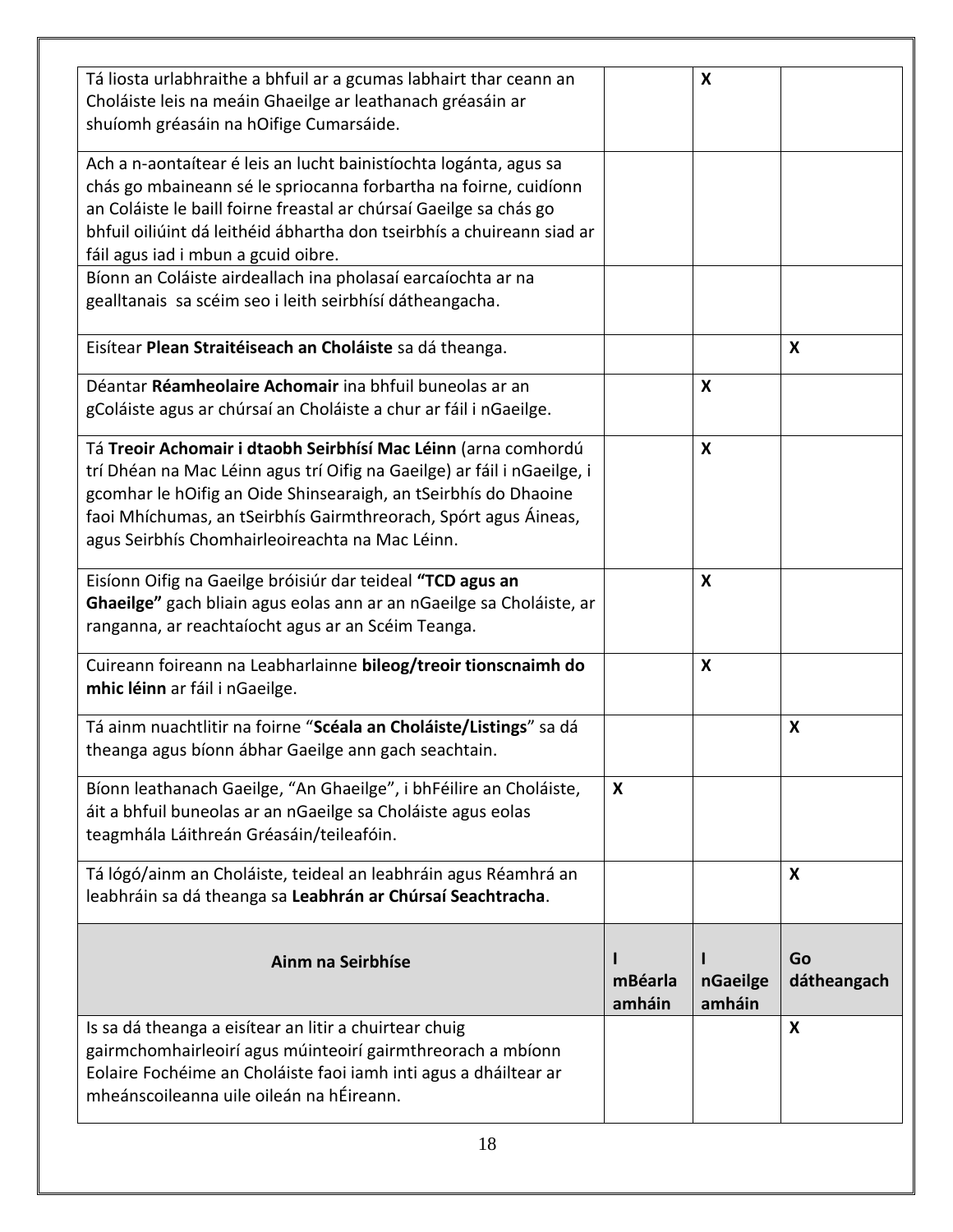| | | | |
|---|---|---|---|
| Tá liosta urlabhraithe a bhfuil ar a gcumas labhairt thar ceann an Choláiste leis na meáin Ghaeilge ar leathanach gréasáin ar shuíomh gréasáin na hOifige Cumarsáide. | | X | |
| Ach a n-aontaítear é leis an lucht bainistíochta logánta, agus sa chás go mbaineann sé le spriocanna forbartha na foirne, cuidíonn an Coláiste le baill foirne freastal ar chúrsaí Gaeilge sa chás go bhfuil oiliúint dá leithéid ábhartha don tseirbhís a chuireann siad ar fáil agus iad i mbun a gcuid oibre. | | | |
| Bíonn an Coláiste airdeallach ina pholasaí earcaíochta ar na gealltanais sa scéim seo i leith seirbhísí dátheangacha. | | | |
| Eisítear **Plean Straitéiseach an Choláiste** sa dá theanga. | | | X |
| Déantar **Réamheolaire Achomair** ina bhfuil buneolas ar an gColáiste agus ar chúrsaí an Choláiste a chur ar fáil i nGaeilge. | | X | |
| Tá **Treoir Achomair i dtaobh Seirbhísí Mac Léinn** (arna comhordú trí Dhéan na Mac Léinn agus trí Oifig na Gaeilge) ar fáil i nGaeilge, i gcomhar le hOifig an Oide Shinsearaigh, an tSeirbhís do Dhaoine faoi Mhíchumas, an tSeirbhís Gairmthreorach, Spórt agus Áineas, agus Seirbhís Chomhairleoireachta na Mac Léinn. | | X | |
| Eisíonn Oifig na Gaeilge bróisiúr dar teideal **"TCD agus an Ghaeilge"** gach bliain agus eolas ann ar an nGaeilge sa Choláiste, ar ranganna, ar reachtaíocht agus ar an Scéim Teanga. | | X | |
| Cuireann foireann na Leabharlainne **bileog/treoir tionscnaimh do mhic léinn** ar fáil i nGaeilge. | | X | |
| Tá ainm nuachtlitir na foirne "**Scéala an Choláiste/Listings**" sa dá theanga agus bíonn ábhar Gaeilge ann gach seachtain. | | | X |
| Bíonn leathanach Gaeilge, "An Ghaeilge", i bhFéilire an Choláiste, áit a bhfuil buneolas ar an nGaeilge sa Choláiste agus eolas teagmhála Láithreán Gréasáin/teileafóin. | X | | |
| Tá lógó/ainm an Choláiste, teideal an leabhráin agus Réamhrá an leabhráin sa dá theanga sa **Leabhrán ar Chúrsaí Seachtracha**. | | | X |
| **Ainm na Seirbhíse** | **I mBéarla amháin** | **I nGaeilge amháin** | **Go dátheangach** |
| Is sa dá theanga a eisítear an litir a chuirtear chuig gairmchomhairleoirí agus múinteoirí gairmthreorach a mbíonn Eolaire Fochéime an Choláiste faoi iamh inti agus a dháiltear ar mheánscoileanna uile oileán na hÉireann. | | | X |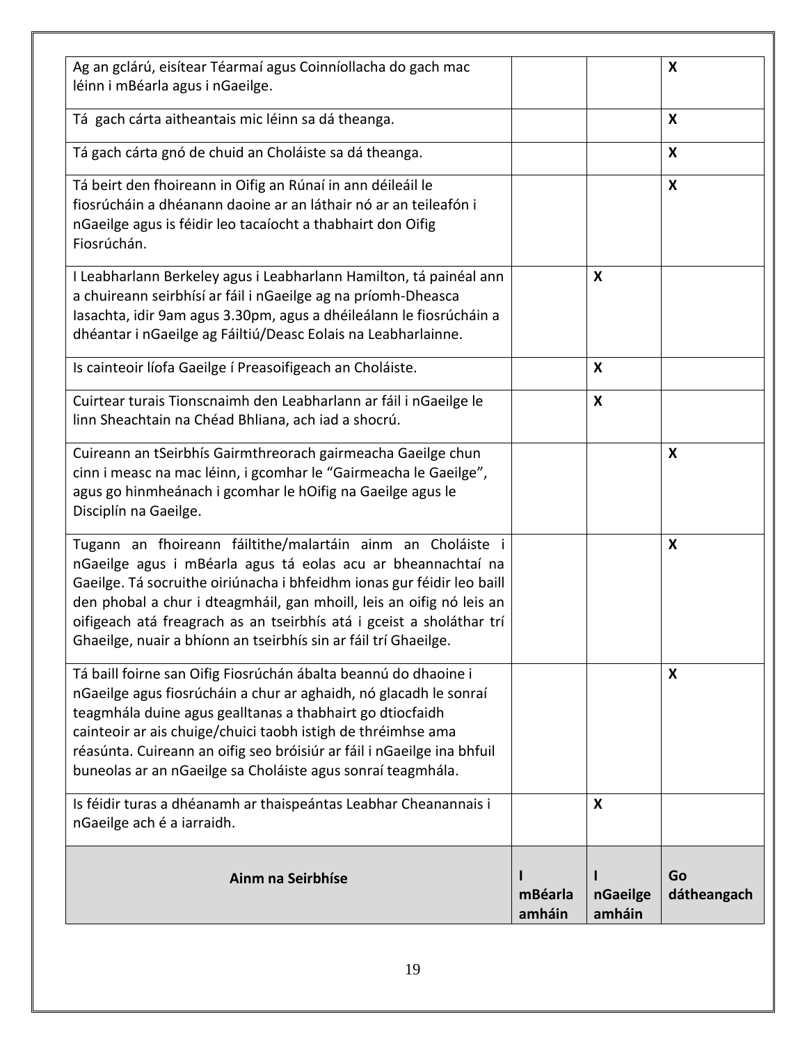| Ainm na Seirbhíse | I mBéarla amháin | I nGaeilge amháin | Go dátheangach |
| --- | --- | --- | --- |
| Ag an gclárú, eisítear Téarmaí agus Coinníollacha do gach mac léinn i mBéarla agus i nGaeilge. | | | X |
| Tá gach cárta aitheantais mic léinn sa dá theanga. | | | X |
| Tá gach cárta gnó de chuid an Choláiste sa dá theanga. | | | X |
| Tá beirt den fhoireann in Oifig an Rúnaí in ann déileáil le fiosrúcháin a dhéanann daoine ar an láthair nó ar an teileafón i nGaeilge agus is féidir leo tacaíocht a thabhairt don Oifig Fiosrúchán. | | | X |
| I Leabharlann Berkeley agus i Leabharlann Hamilton, tá painéal ann a chuireann seirbhísí ar fáil i nGaeilge ag na príomh-Dheasca Iasachta, idir 9am agus 3.30pm, agus a dhéileálann le fiosrúcháin a dhéantar i nGaeilge ag Fáiltiú/Deasc Eolais na Leabharlainne. | | X | |
| Is cainteoir líofa Gaeilge í Preasoifigeach an Choláiste. | | X | |
| Cuirtear turais Tionscnaimh den Leabharlann ar fáil i nGaeilge le linn Sheachtain na Chéad Bhliana, ach iad a shocrú. | | X | |
| Cuireann an tSeirbhís Gairmthreorach gairmeacha Gaeilge chun cinn i measc na mac léinn, i gcomhar le "Gairmeacha le Gaeilge", agus go hinmheánach i gcomhar le hOifig na Gaeilge agus le Disciplín na Gaeilge. | | | X |
| Tugann an fhoireann fáiltithe/malartáin ainm an Choláiste i nGaeilge agus i mBéarla agus tá eolas acu ar bheannachtaí na Gaeilge. Tá socruithe oiriúnacha i bhfeidhm ionas gur féidir leo baill den phobal a chur i dteagmháil, gan mhoill, leis an oifig nó leis an oifigeach atá freagrach as an tseirbhís atá i gceist a sholáthar trí Ghaeilge, nuair a bhíonn an tseirbhís sin ar fáil trí Ghaeilge. | | | X |
| Tá baill foirne san Oifig Fiosrúchán ábalta beannú do dhaoine i nGaeilge agus fiosrúcháin a chur ar aghaidh, nó glacadh le sonraí teagmhála duine agus gealltanas a thabhairt go dtiocfaidh cainteoir ar ais chuige/chuici taobh istigh de thréimhse ama réasúnta. Cuireann an oifig seo bróisiúr ar fáil i nGaeilge ina bhfuil buneolas ar an nGaeilge sa Choláiste agus sonraí teagmhála. | | | X |
| Is féidir turas a dhéanamh ar thaispeántas Leabhar Cheanannais i nGaeilge ach é a iarraidh. | | X | |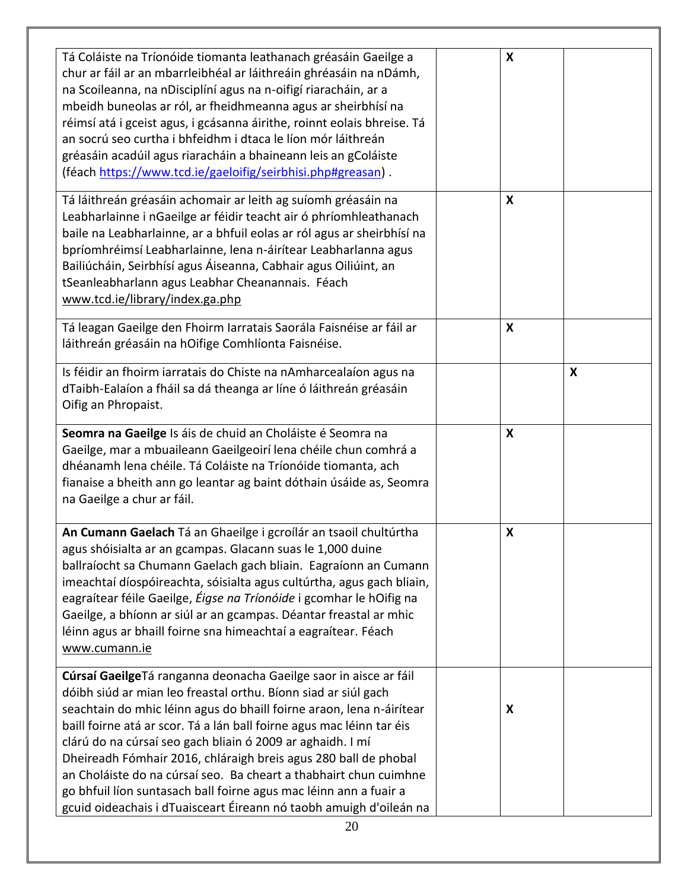| | | | |
|---|---|---|---|
| Tá Coláiste na Tríonóide tiomanta leathanach gréasáin Gaeilge a chur ar fáil ar an mbarrleibhéal ar láithreáin ghréasáin na nDámh, na Scoileanna, na nDisciplíní agus na n-oifigí riaracháin, ar a mbeidh buneolas ar ról, ar fheidhmeanna agus ar sheirbhísí na réimsí atá i gceist agus, i gcásanna áirithe, roinnt eolais bhreise. Tá an socrú seo curtha i bhfeidhm i dtaca le líon mór láithreán gréasáin acadúil agus riaracháin a bhaineann leis an gColáiste (féach https://www.tcd.ie/gaeloifig/seirbhisi.php#greasan) . | | X | |
| Tá láithreán gréasáin achomair ar leith ag suíomh gréasáin na Leabharlainne i nGaeilge ar féidir teacht air ó phríomhleathanach baile na Leabharlainne, ar a bhfuil eolas ar ról agus ar sheirbhísí na bpríomhréimsí Leabharlainne, lena n-áirítear Leabharlanna agus Bailiúcháin, Seirbhísí agus Áiseanna, Cabhair agus Oiliúint, an tSeanleabharlann agus Leabhar Cheanannais. Féach www.tcd.ie/library/index.ga.php | | X | |
| Tá leagan Gaeilge den Fhoirm Iarratais Saorála Faisnéise ar fáil ar láithreán gréasáin na hOifige Comhlíonta Faisnéise. | | X | |
| Is féidir an fhoirm iarratais do Chiste na nAmharcealaíon agus na dTaibh-Ealaíon a fháil sa dá theanga ar líne ó láithreán gréasáin Oifig an Phropaist. | | | X |
| **Seomra na Gaeilge** Is áis de chuid an Choláiste é Seomra na Gaeilge, mar a mbuaileann Gaeilgeoirí lena chéile chun comhrá a dhéanamh lena chéile. Tá Coláiste na Tríonóide tiomanta, ach fianaise a bheith ann go leantar ag baint dóthain úsáide as, Seomra na Gaeilge a chur ar fáil. | | X | |
| **An Cumann Gaelach** Tá an Ghaeilge i gcroílár an tsaoil chultúrtha agus shóisialta ar an gcampas. Glacann suas le 1,000 duine ballraíocht sa Chumann Gaelach gach bliain. Eagraíonn an Cumann imeachtaí díospóireachta, sóisialta agus cultúrtha, agus gach bliain, eagraítear féile Gaeilge, *Éigse na Tríonóide* i gcomhar le hOifig na Gaeilge, a bhíonn ar siúl ar an gcampas. Déantar freastal ar mhic léinn agus ar bhaill foirne sna himeachtaí a eagraítear. Féach www.cumann.ie | | X | |
| **Cúrsaí Gaeilge**Tá ranganna deonacha Gaeilge saor in aisce ar fáil dóibh siúd ar mian leo freastal orthu. Bíonn siad ar siúl gach seachtain do mhic léinn agus do bhaill foirne araon, lena n-áirítear baill foirne atá ar scor. Tá a lán ball foirne agus mac léinn tar éis clárú do na cúrsaí seo gach bliain ó 2009 ar aghaidh. I mí Dheireadh Fómhair 2016, chláraigh breis agus 280 ball de phobal an Choláiste do na cúrsaí seo. Ba cheart a thabhairt chun cuimhne go bhfuil líon suntasach ball foirne agus mac léinn ann a fuair a gcuid oideachais i dTuaisceart Éireann nó taobh amuigh d'oileán na | | X | |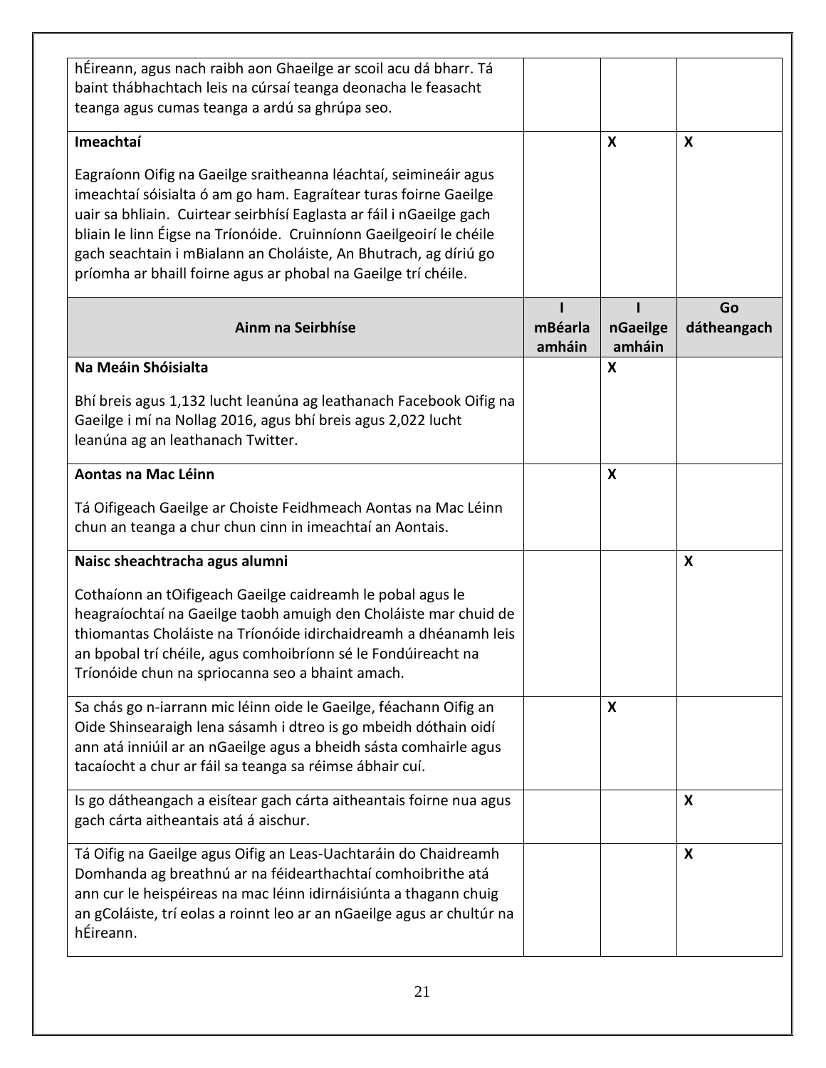| | | | |
|---|---|---|---|
| hÉireann, agus nach raibh aon Ghaeilge ar scoil acu dá bharr. Tá baint thábhachtach leis na cúrsaí teanga deonacha le feasacht teanga agus cumas teanga a ardú sa ghrúpa seo. | | | |
| **Imeachtaí**<br><br>Eagraíonn Oifig na Gaeilge sraitheanna léachtaí, seimineáir agus imeachtaí sóisialta ó am go ham. Eagraítear turas foirne Gaeilge uair sa bhliain. Cuirtear seirbhísí Eaglasta ar fáil i nGaeilge gach bliain le linn Éigse na Tríonóide. Cruinníonn Gaeilgeoirí le chéile gach seachtain i mBialann an Choláiste, An Bhutrach, ag díriú go príomha ar bhaill foirne agus ar phobal na Gaeilge trí chéile. | | **X** | **X** |
| **Ainm na Seirbhíse** | **I mBéarla amháin** | **I nGaeilge amháin** | **Go dátheangach** |
| **Na Meáin Shóisialta**<br><br>Bhí breis agus 1,132 lucht leanúna ag leathanach Facebook Oifig na Gaeilge i mí na Nollag 2016, agus bhí breis agus 2,022 lucht leanúna ag an leathanach Twitter. | | **X** | |
| **Aontas na Mac Léinn**<br><br>Tá Oifigeach Gaeilge ar Choiste Feidhmeach Aontas na Mac Léinn chun an teanga a chur chun cinn in imeachtaí an Aontais. | | **X** | |
| **Naisc sheachtracha agus alumni**<br><br>Cothaíonn an tOifigeach Gaeilge caidreamh le pobal agus le heagraíochtaí na Gaeilge taobh amuigh den Choláiste mar chuid de thiomantas Choláiste na Tríonóide idirchaidreamh a dhéanamh leis an bpobal trí chéile, agus comhoibríonn sé le Fondúireacht na Tríonóide chun na spriocanna seo a bhaint amach. | | | **X** |
| Sa chás go n-iarrann mic léinn oide le Gaeilge, féachann Oifig an Oide Shinsearaigh lena sásamh i dtreo is go mbeidh dóthain oidí ann atá inniúil ar an nGaeilge agus a bheidh sásta comhairle agus tacaíocht a chur ar fáil sa teanga sa réimse ábhair cuí. | | **X** | |
| Is go dátheangach a eisítear gach cárta aitheantais foirne nua agus gach cárta aitheantais atá á aischur. | | | **X** |
| Tá Oifig na Gaeilge agus Oifig an Leas-Uachtaráin do Chaidreamh Domhanda ag breathnú ar na féidearthachtaí comhoibrithe atá ann cur le heispéireas na mac léinn idirnáisiúnta a thagann chuig an gColáiste, trí eolas a roinnt leo ar an nGaeilge agus ar chultúr na hÉireann. | | | **X** |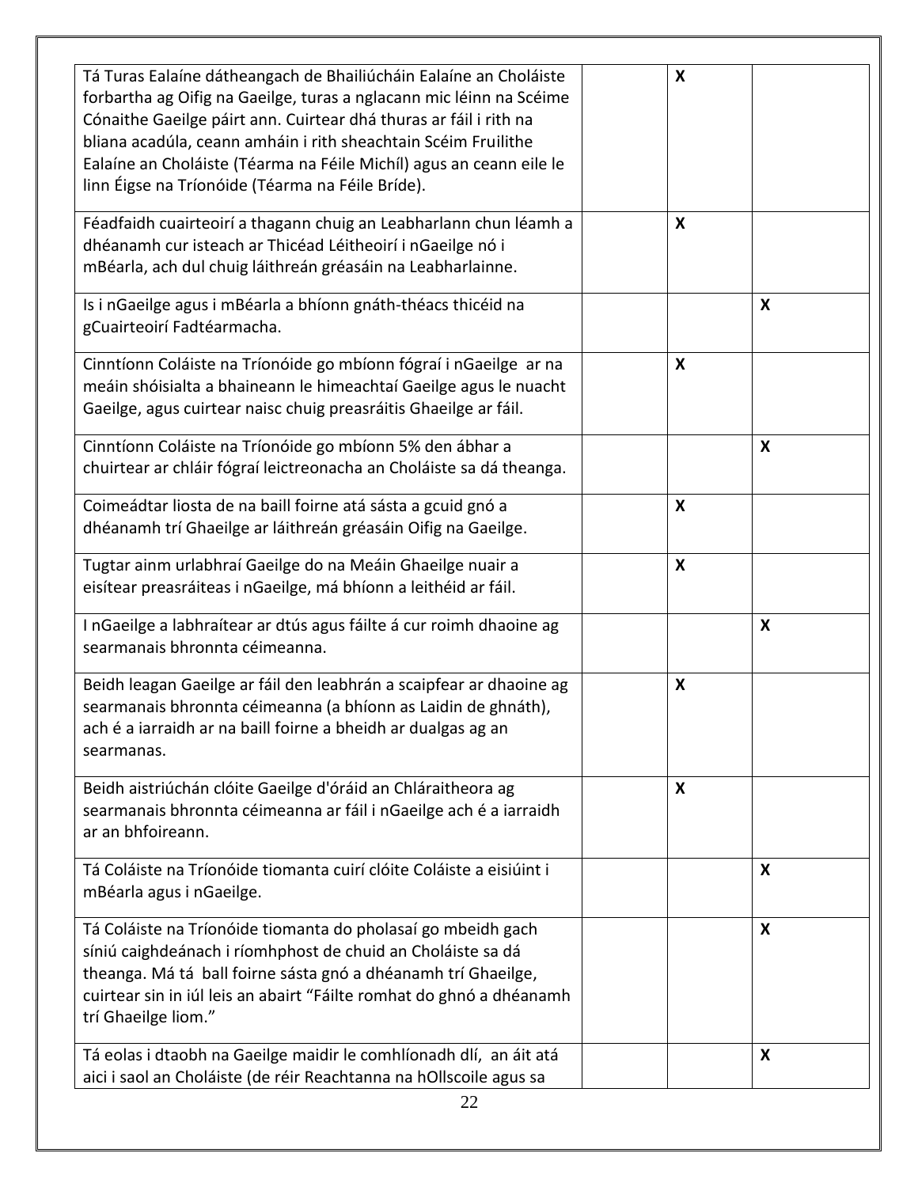| | | | |
|---|---|---|---|
| Tá Turas Ealaíne dátheangach de Bhailiúcháin Ealaíne an Choláiste forbartha ag Oifig na Gaeilge, turas a nglacann mic léinn na Scéime Cónaithe Gaeilge páirt ann. Cuirtear dhá thuras ar fáil i rith na bliana acadúla, ceann amháin i rith sheachtain Scéim Fruilithe Ealaíne an Choláiste (Téarma na Féile Michíl) agus an ceann eile le linn Éigse na Tríonóide (Téarma na Féile Bríde). | | X | |
| Féadfaidh cuairteoirí a thagann chuig an Leabharlann chun léamh a dhéanamh cur isteach ar Thicéad Léitheoirí i nGaeilge nó i mBéarla, ach dul chuig láithreán gréasáin na Leabharlainne. | | X | |
| Is i nGaeilge agus i mBéarla a bhíonn gnáth-théacs thicéid na gCuairteoirí Fadtéarmacha. | | | X |
| Cinntíonn Coláiste na Tríonóide go mbíonn fógraí i nGaeilge ar na meáin shóisialta a bhaineann le himeachtaí Gaeilge agus le nuacht Gaeilge, agus cuirtear naisc chuig preasráitis Ghaeilge ar fáil. | | X | |
| Cinntíonn Coláiste na Tríonóide go mbíonn 5% den ábhar a chuirtear ar chláir fógraí leictreonacha an Choláiste sa dá theanga. | | | X |
| Coimeádtar liosta de na baill foirne atá sásta a gcuid gnó a dhéanamh trí Ghaeilge ar láithreán gréasáin Oifig na Gaeilge. | | X | |
| Tugtar ainm urlabhraí Gaeilge do na Meáin Ghaeilge nuair a eisítear preasráiteas i nGaeilge, má bhíonn a leithéid ar fáil. | | X | |
| I nGaeilge a labhraítear ar dtús agus fáilte á cur roimh dhaoine ag searmanais bhronnta céimeanna. | | | X |
| Beidh leagan Gaeilge ar fáil den leabhrán a scaipfear ar dhaoine ag searmanais bhronnta céimeanna (a bhíonn as Laidin de ghnáth), ach é a iarraidh ar na baill foirne a bheidh ar dualgas ag an searmanas. | | X | |
| Beidh aistriúchán clóite Gaeilge d'óráid an Chláraitheora ag searmanais bhronnta céimeanna ar fáil i nGaeilge ach é a iarraidh ar an bhfoireann. | | X | |
| Tá Coláiste na Tríonóide tiomanta cuirí clóite Coláiste a eisiúint i mBéarla agus i nGaeilge. | | | X |
| Tá Coláiste na Tríonóide tiomanta do pholasaí go mbeidh gach síniú caighdeánach i ríomhphost de chuid an Choláiste sa dá theanga. Má tá ball foirne sásta gnó a dhéanamh trí Ghaeilge, cuirtear sin in iúl leis an abairt "Fáilte romhat do ghnó a dhéanamh trí Ghaeilge liom." | | | X |
| Tá eolas i dtaobh na Gaeilge maidir le comhlíonadh dlí, an áit atá aici i saol an Choláiste (de réir Reachtanna na hOllscoile agus sa | | | X |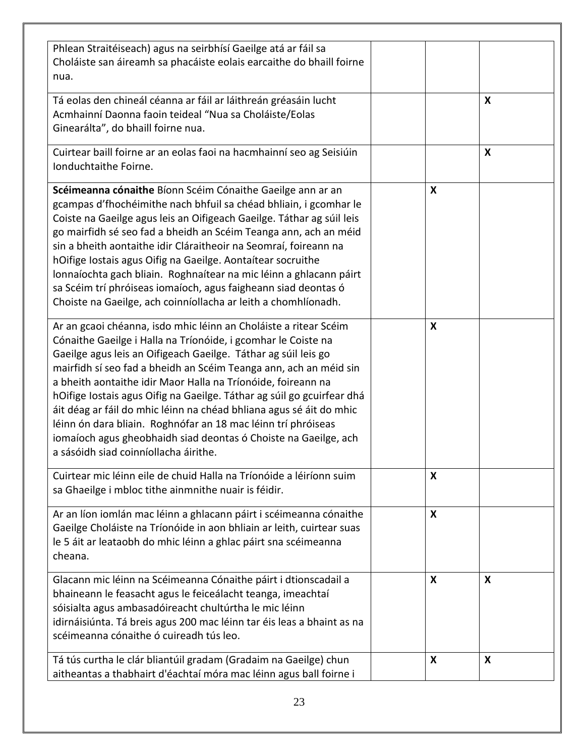| | | | |
|---|---|---|---|
| Phlean Straitéiseach) agus na seirbhísí Gaeilge atá ar fáil sa Choláiste san áireamh sa phacáiste eolais earcaithe do bhaill foirne nua. | | | |
| Tá eolas den chineál céanna ar fáil ar láithreán gréasáin lucht Acmhainní Daonna faoin teideal "Nua sa Choláiste/Eolas Ginearálta", do bhaill foirne nua. | | | X |
| Cuirtear baill foirne ar an eolas faoi na hacmhainní seo ag Seisiúin Ionduchtaithe Foirne. | | | X |
| **Scéimeanna cónaithe** Bíonn Scéim Cónaithe Gaeilge ann ar an gcampas d'fhochéimithe nach bhfuil sa chéad bhliain, i gcomhar le Coiste na Gaeilge agus leis an Oifigeach Gaeilge. Táthar ag súil leis go mairfidh sé seo fad a bheidh an Scéim Teanga ann, ach an méid sin a bheith aontaithe idir Cláraitheoir na Seomraí, foireann na hOifige Iostais agus Oifig na Gaeilge. Aontaítear socruithe lonnaíochta gach bliain. Roghnaítear na mic léinn a ghlacann páirt sa Scéim trí phróiseas iomaíoch, agus faigheann siad deontas ó Choiste na Gaeilge, ach coinníollacha ar leith a chomhlíonadh. | | X | |
| Ar an gcaoi chéanna, isdo mhic léinn an Choláiste a ritear Scéim Cónaithe Gaeilge i Halla na Tríonóide, i gcomhar le Coiste na Gaeilge agus leis an Oifigeach Gaeilge. Táthar ag súil leis go mairfidh sí seo fad a bheidh an Scéim Teanga ann, ach an méid sin a bheith aontaithe idir Maor Halla na Tríonóide, foireann na hOifige Iostais agus Oifig na Gaeilge. Táthar ag súil go gcuirfear dhá áit déag ar fáil do mhic léinn na chéad bhliana agus sé áit do mhic léinn ón dara bliain. Roghnófar an 18 mac léinn trí phróiseas iomaíoch agus gheobhaidh siad deontas ó Choiste na Gaeilge, ach a sásóidh siad coinníollacha áirithe. | | X | |
| Cuirtear mic léinn eile de chuid Halla na Tríonóide a léiríonn suim sa Ghaeilge i mbloc tithe ainmnithe nuair is féidir. | | X | |
| Ar an líon iomlán mac léinn a ghlacann páirt i scéimeanna cónaithe Gaeilge Choláiste na Tríonóide in aon bhliain ar leith, cuirtear suas le 5 áit ar leataobh do mhic léinn a ghlac páirt sna scéimeanna cheana. | | X | |
| Glacann mic léinn na Scéimeanna Cónaithe páirt i dtionscadail a bhaineann le feasacht agus le feiceálacht teanga, imeachtaí sóisialta agus ambasadóireacht chultúrtha le mic léinn idirnáisiúnta. Tá breis agus 200 mac léinn tar éis leas a bhaint as na scéimeanna cónaithe ó cuireadh tús leo. | | X | X |
| Tá tús curtha le clár bliantúil gradam (Gradaim na Gaeilge) chun aitheantas a thabhairt d'éachtaí móra mac léinn agus ball foirne i | | X | X |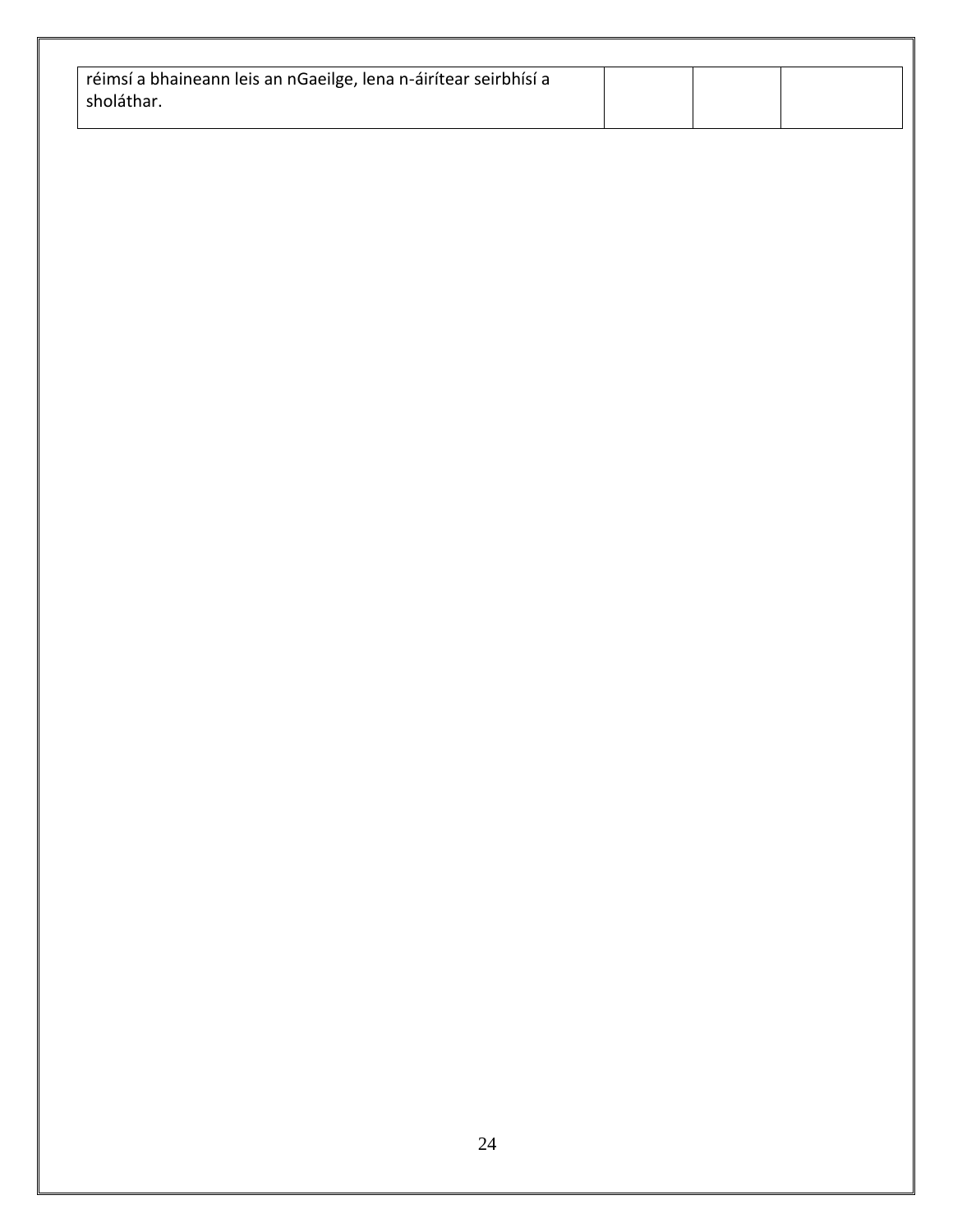| | | | |
|---|---|---|---|
| réimsí a bhaineann leis an nGaeilge, lena n-áirítear seirbhísí a sholáthar. | | | |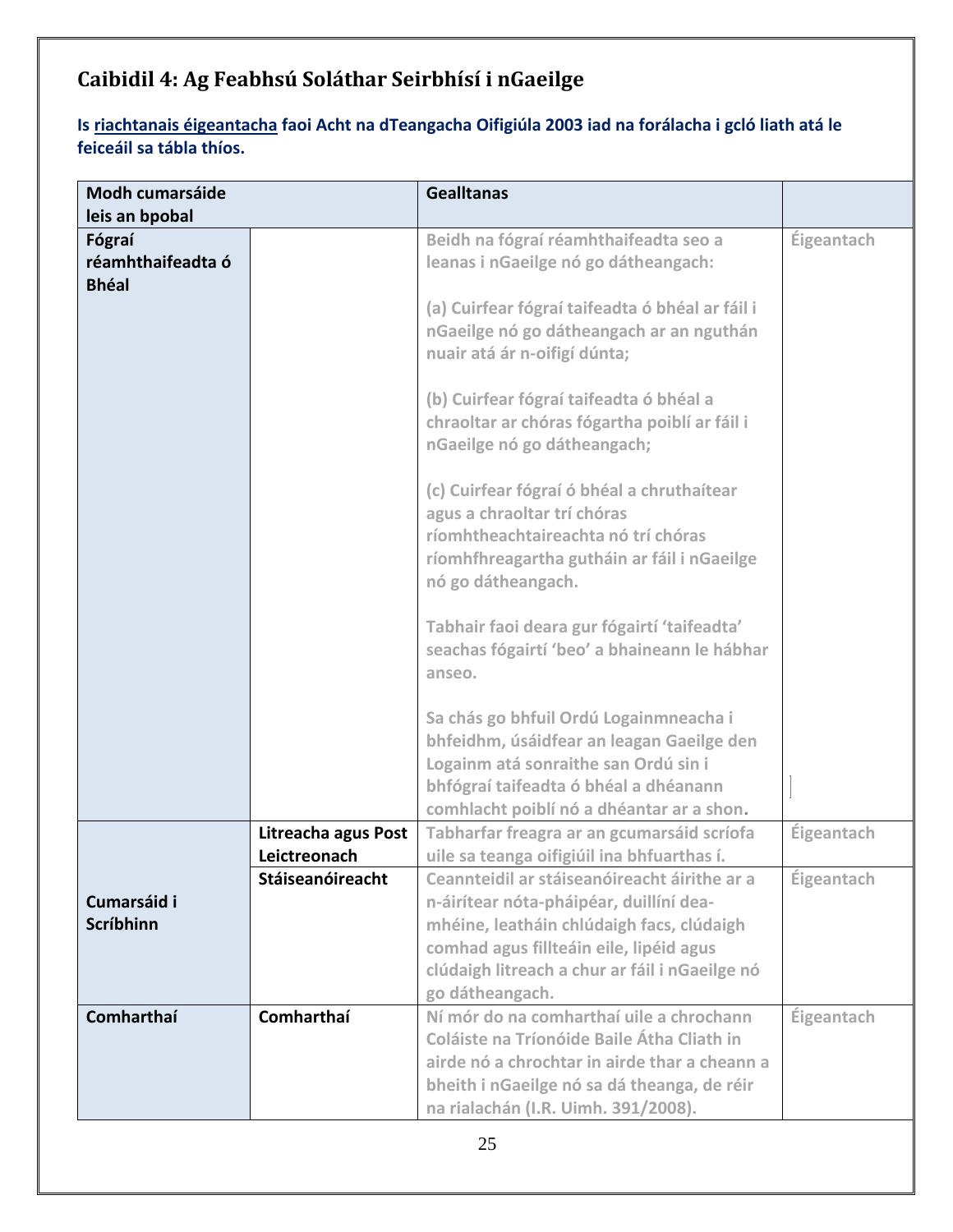## Caibidil 4: Ag Feabhsú Soláthar Seirbhísí i nGaeilge

**Is <u>riachtanais éigeantacha</u> faoi Acht na dTeangacha Oifigiúla 2003 iad na forálacha i gcló liath atá le feiceáil sa tábla thíos.**

| Modh cumarsáide leis an bpobal | | Gealltanas | |
|---|---|---|---|
| **Fógraí réamhthaifeadta ó Bhéal** | | **Beidh na fógraí réamhthaifeadta seo a leanas i nGaeilge nó go dátheangach:**<br><br>**(a) Cuirfear fógraí taifeadta ó bhéal ar fáil i nGaeilge nó go dátheangach ar an nguthán nuair atá ár n-oifigí dúnta;**<br><br>**(b) Cuirfear fógraí taifeadta ó bhéal a chraoltar ar chóras fógartha poiblí ar fáil i nGaeilge nó go dátheangach;**<br><br>**(c) Cuirfear fógraí ó bhéal a chruthaítear agus a chraoltar trí chóras ríomhtheachtaireachta nó trí chóras ríomhfhreagartha gutháin ar fáil i nGaeilge nó go dátheangach.**<br><br>**Tabhair faoi deara gur fógairtí 'taifeadta' seachas fógairtí 'beo' a bhaineann le hábhar anseo.**<br><br>**Sa chás go bhfuil Ordú Logainmneacha i bhfeidhm, úsáidfear an leagan Gaeilge den Logainm atá sonraithe san Ordú sin i bhfógraí taifeadta ó bhéal a dhéanann comhlacht poiblí nó a dhéantar ar a shon.** | **Éigeantach** |
| **Cumarsáid i Scríbhinn** | **Litreacha agus Post Leictreonach** | **Tabharfar freagra ar an gcumarsáid scríofa uile sa teanga oifigiúil ina bhfuarthas í.** | **Éigeantach** |
| | **Stáiseanóireacht** | **Ceannteidil ar stáiseanóireacht áirithe ar a n-áirítear nóta-pháipéar, duillíní dea-mhéine, leatháin chlúdaigh facs, clúdaigh comhad agus fillteáin eile, lipéid agus clúdaigh litreach a chur ar fáil i nGaeilge nó go dátheangach.** | **Éigeantach** |
| **Comharthaí** | **Comharthaí** | **Ní mór do na comharthaí uile a chrochann Coláiste na Tríonóide Baile Átha Cliath in airde nó a chrochtar in airde thar a cheann a bheith i nGaeilge nó sa dá theanga, de réir na rialachán (I.R. Uimh. 391/2008).** | **Éigeantach** |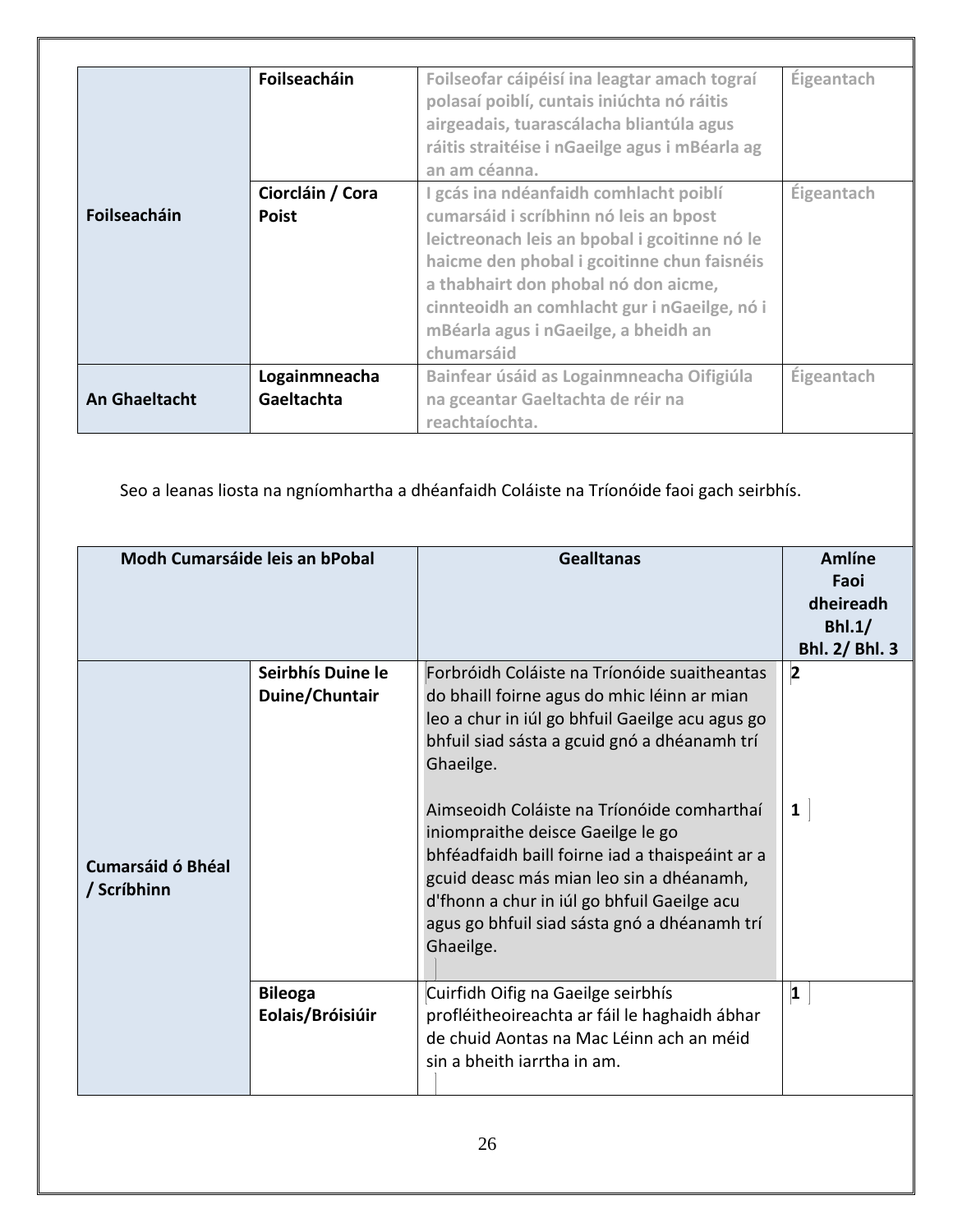| | | | |
|---|---|---|---|
| Foilseacháin | Foilseacháin | Foilseofar cáipéisí ina leagtar amach tograí polasaí poiblí, cuntais iniúchta nó ráitis airgeadais, tuarascálacha bliantúla agus ráitis straitéise i nGaeilge agus i mBéarla ag an am céanna. | Éigeantach |
| | Ciorcláin / Cora Poist | I gcás ina ndéanfaidh comhlacht poiblí cumarsáid i scríbhinn nó leis an bpost leictreonach leis an bpobal i gcoitinne nó le haicme den phobal i gcoitinne chun faisnéis a thabhairt don phobal nó don aicme, cinnteoidh an comhlacht gur i nGaeilge, nó i mBéarla agus i nGaeilge, a bheidh an chumarsáid | Éigeantach |
| An Ghaeltacht | Logainmneacha Gaeltachta | Bainfear úsáid as Logainmneacha Oifigiúla na gceantar Gaeltachta de réir na reachtaíochta. | Éigeantach |

Seo a leanas liosta na ngníomhartha a dhéanfaidh Coláiste na Tríonóide faoi gach seirbhís.

| Modh Cumarsáide leis an bPobal | | Gealltanas | Amlíne Faoi dheireadh Bhl.1/ Bhl. 2/ Bhl. 3 |
|---|---|---|---|
| Cumarsáid ó Bhéal / Scríbhinn | Seirbhís Duine le Duine/Chuntair | Forbróidh Coláiste na Tríonóide suaitheantas do bhaill foirne agus do mhic léinn ar mian leo a chur in iúl go bhfuil Gaeilge acu agus go bhfuil siad sásta a gcuid gnó a dhéanamh trí Ghaeilge. | 2 |
| | | Aimseoidh Coláiste na Tríonóide comharthaí iniompraithe deisce Gaeilge le go bhféadfaidh baill foirne iad a thaispeáint ar a gcuid deasc más mian leo sin a dhéanamh, d'fhonn a chur in iúl go bhfuil Gaeilge acu agus go bhfuil siad sásta gnó a dhéanamh trí Ghaeilge. | 1 |
| | Bileoga Eolais/Bróisiúir | Cuirfidh Oifig na Gaeilge seirbhís profléitheoireachta ar fáil le haghaidh ábhar de chuid Aontas na Mac Léinn ach an méid sin a bheith iarrtha in am. | 1 |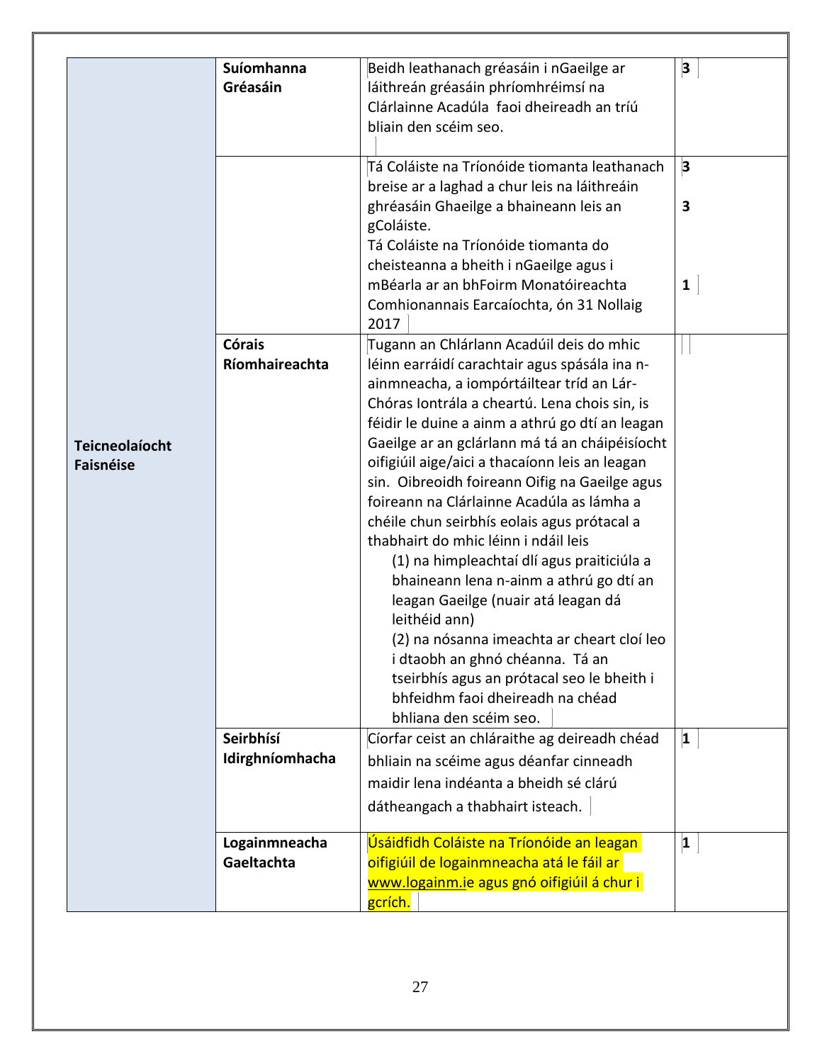| | | | |
|---|---|---|---|
| **Teicneolaíocht Faisnéise** | **Suíomhanna Gréasáin** | Beidh leathanach gréasáin i nGaeilge ar láithreán gréasáin phríomhréimsí na Clárlainne Acadúla faoi dheireadh an tríú bliain den scéim seo. | **3** |
| | | Tá Coláiste na Tríonóide tiomanta leathanach breise ar a laghad a chur leis na láithreáin ghréasáin Ghaeilge a bhaineann leis an gColáiste. | **3** |
| | | Tá Coláiste na Tríonóide tiomanta do cheisteanna a bheith i nGaeilge agus i mBéarla ar an bhFoirm Monatóireachta Comhionannais Earcaíochta, ón 31 Nollaig 2017 | **3** |
| | | | **1** |
| | **Córais Ríomhaireachta** | Tugann an Chlárlann Acadúil deis do mhic léinn earráidí carachtair agus spásála ina n-ainmneacha, a iompórtáiltear tríd an Lár-Chóras Iontrála a cheartú. Lena chois sin, is féidir le duine a ainm a athrú go dtí an leagan Gaeilge ar an gclárlann má tá an cháipéisíocht oifigiúil aige/aici a thacaíonn leis an leagan sin. Oibreoidh foireann Oifig na Gaeilge agus foireann na Clárlainne Acadúla as lámha a chéile chun seirbhís eolais agus prótacal a thabhairt do mhic léinn i ndáil leis<br>(1) na himpleachtaí dlí agus praiticiúla a bhaineann lena n-ainm a athrú go dtí an leagan Gaeilge (nuair atá leagan dá leithéid ann)<br>(2) na nósanna imeachta ar cheart cloí leo i dtaobh an ghnó chéanna. Tá an tseirbhís agus an prótacal seo le bheith i bhfeidhm faoi dheireadh na chéad bhliana den scéim seo. | |
| | **Seirbhísí Idirghníomhacha** | Cíorfar ceist an chláraithe ag deireadh chéad bhliain na scéime agus déanfar cinneadh maidir lena indéanta a bheidh sé clárú dátheangach a thabhairt isteach. | **1** |
| | **Logainmneacha Gaeltachta** | Úsáidfidh Coláiste na Tríonóide an leagan oifigiúil de logainmneacha atá le fáil ar www.logainm.ie agus gnó oifigiúil á chur i gcrích. | **1** |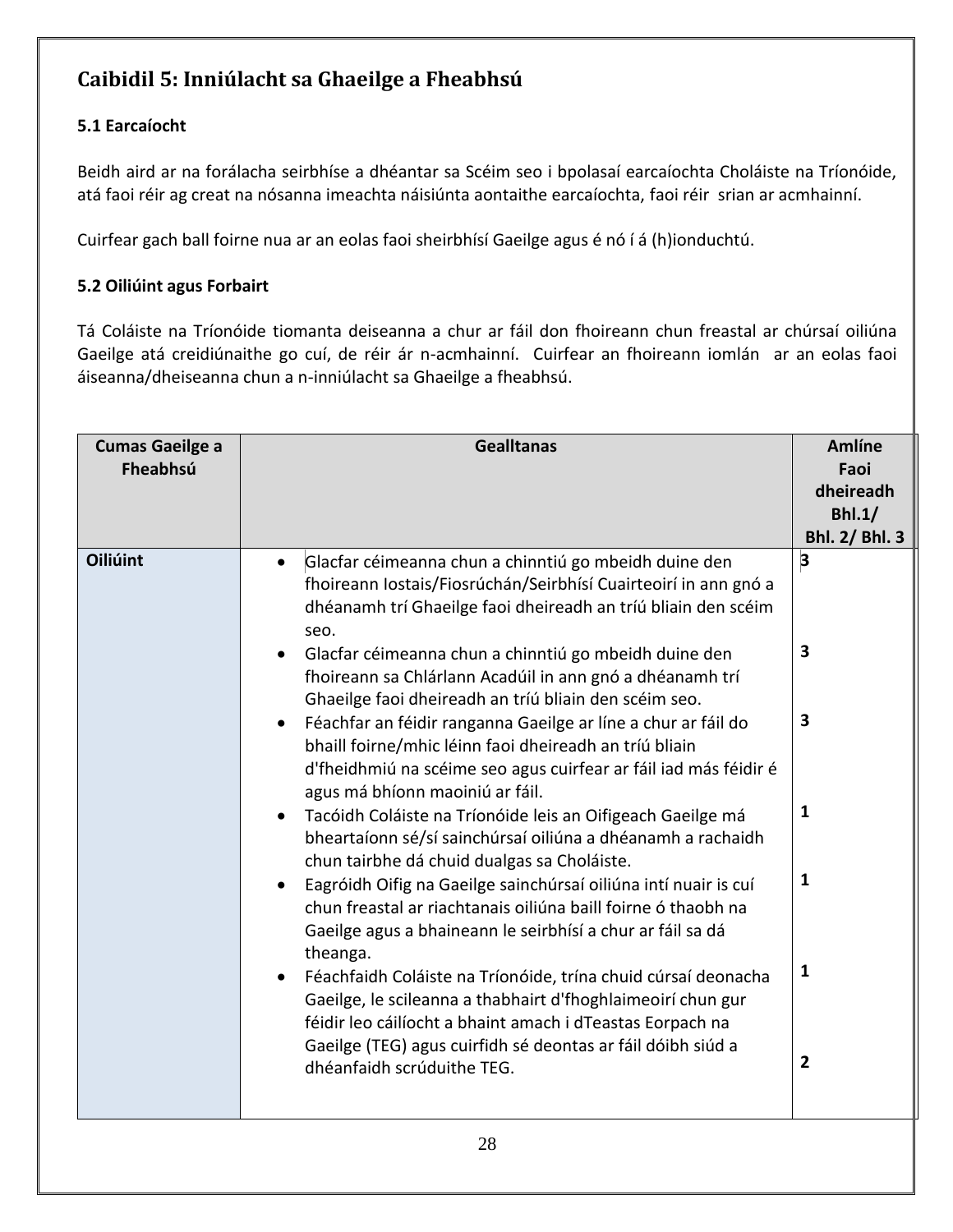## Caibidil 5: Inniúlacht sa Ghaeilge a Fheabhsú

### 5.1 Earcaíocht

Beidh aird ar na forálacha seirbhíse a dhéantar sa Scéim seo i bpolasaí earcaíochta Choláiste na Tríonóide, atá faoi réir ag creat na nósanna imeachta náisiúnta aontaithe earcaíochta, faoi réir srian ar acmhainní.

Cuirfear gach ball foirne nua ar an eolas faoi sheirbhísí Gaeilge agus é nó í á (h)ionduchtú.

### 5.2 Oiliúint agus Forbairt

Tá Coláiste na Tríonóide tiomanta deiseanna a chur ar fáil don fhoireann chun freastal ar chúrsaí oiliúna Gaeilge atá creidiúnaithe go cuí, de réir ár n-acmhainní. Cuirfear an fhoireann iomlán ar an eolas faoi áiseanna/dheiseanna chun a n-inniúlacht sa Ghaeilge a fheabhsú.

| Cumas Gaeilge a Fheabhsú | Gealltanas | Amlíne Faoi dheireadh Bhl.1/ Bhl. 2/ Bhl. 3 |
|---|---|---|
| **Oiliúint** | • Glacfar céimeanna chun a chinntiú go mbeidh duine den fhoireann Iostais/Fiosrúchán/Seirbhísí Cuairteoirí in ann gnó a dhéanamh trí Ghaeilge faoi dheireadh an tríú bliain den scéim seo. | 3 |
| | • Glacfar céimeanna chun a chinntiú go mbeidh duine den fhoireann sa Chlárlann Acadúil in ann gnó a dhéanamh trí Ghaeilge faoi dheireadh an tríú bliain den scéim seo. | 3 |
| | • Féachfar an féidir ranganna Gaeilge ar líne a chur ar fáil do bhaill foirne/mhic léinn faoi dheireadh an tríú bliain d'fheidhmiú na scéime seo agus cuirfear ar fáil iad más féidir é agus má bhíonn maoiniú ar fáil. | 3 |
| | • Tacóidh Coláiste na Tríonóide leis an Oifigeach Gaeilge má bheartaíonn sé/sí sainchúrsaí oiliúna a dhéanamh a rachaidh chun tairbhe dá chuid dualgas sa Choláiste. | 1 |
| | • Eagróidh Oifig na Gaeilge sainchúrsaí oiliúna intí nuair is cuí chun freastal ar riachtanais oiliúna baill foirne ó thaobh na Gaeilge agus a bhaineann le seirbhísí a chur ar fáil sa dá theanga. | 1 |
| | • Féachfaidh Coláiste na Tríonóide, trína chuid cúrsaí deonacha Gaeilge, le scileanna a thabhairt d'fhoghlaimeoirí chun gur féidir leo cáilíocht a bhaint amach i dTeastas Eorpach na Gaeilge (TEG) agus cuirfidh sé deontas ar fáil dóibh siúd a dhéanfaidh scrúduithe TEG. | 1<br>2 |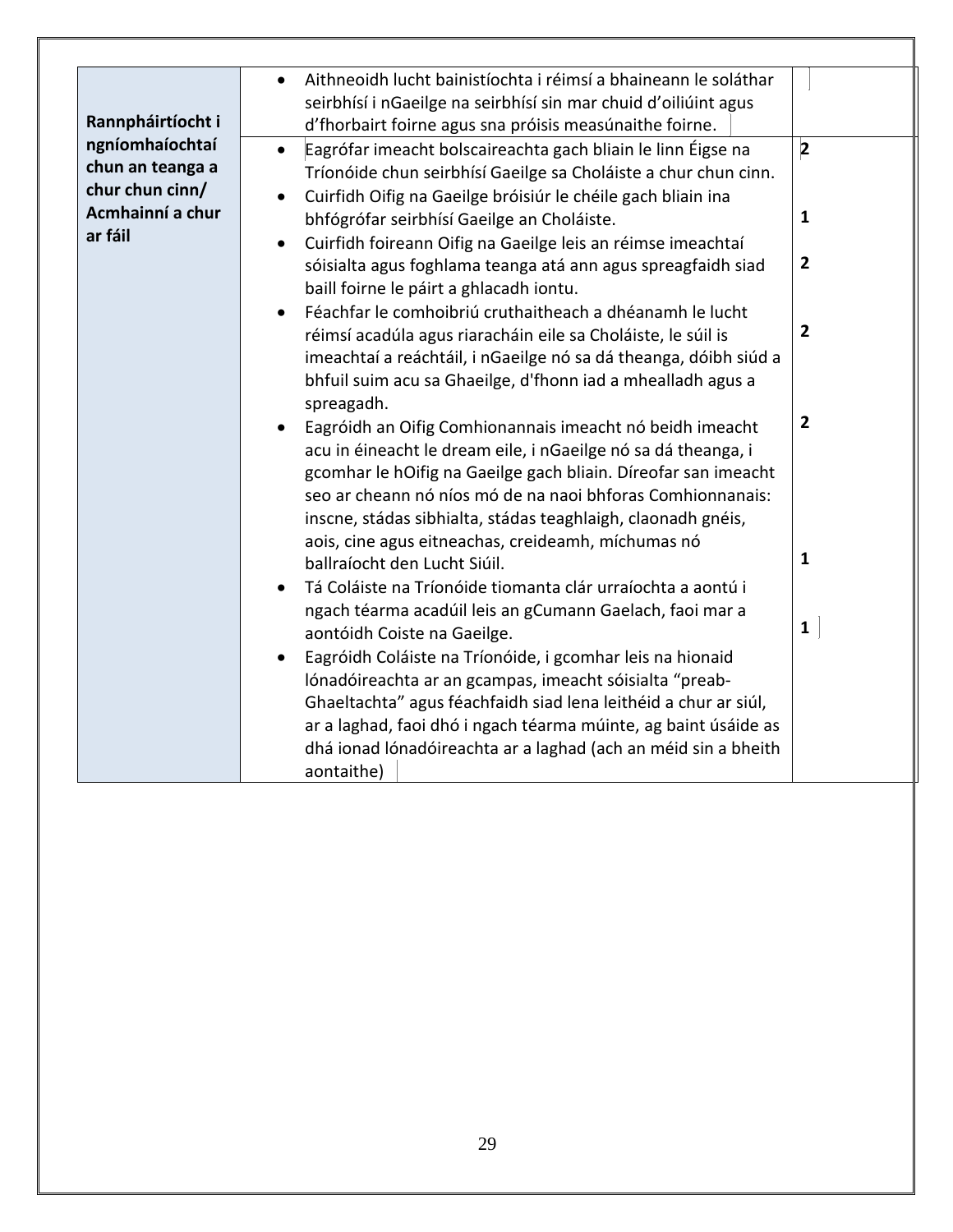| | | |
|---|---|---|
| **Rannpháirtíocht i ngníomhaíochtaí chun an teanga a chur chun cinn/ Acmhainní a chur ar fáil** | • Aithneoidh lucht bainistíochta i réimsí a bhaineann le soláthar seirbhísí i nGaeilge na seirbhísí sin mar chuid d'oiliúint agus d'fhorbairt foirne agus sna próisis measúnaithe foirne. | |
| | • Eagrófar imeacht bolscaireachta gach bliain le linn Éigse na Tríonóide chun seirbhísí Gaeilge sa Choláiste a chur chun cinn. | **2** |
| | • Cuirfidh Oifig na Gaeilge bróisiúr le chéile gach bliain ina bhfógrófar seirbhísí Gaeilge an Choláiste. | **1** |
| | • Cuirfidh foireann Oifig na Gaeilge leis an réimse imeachtaí sóisialta agus foghlama teanga atá ann agus spreagfaidh siad baill foirne le páirt a ghlacadh iontu. | **2** |
| | • Féachfar le comhoibriú cruthaitheach a dhéanamh le lucht réimsí acadúla agus riaracháin eile sa Choláiste, le súil is imeachtaí a reáchtáil, i nGaeilge nó sa dá theanga, dóibh siúd a bhfuil suim acu sa Ghaeilge, d'fhonn iad a mhealladh agus a spreagadh. | **2** |
| | • Eagróidh an Oifig Comhionannais imeacht nó beidh imeacht acu in éineacht le dream eile, i nGaeilge nó sa dá theanga, i gcomhar le hOifig na Gaeilge gach bliain. Díreofar san imeacht seo ar cheann nó níos mó de na naoi bhforas Comhionnanais: inscne, stádas sibhialta, stádas teaghlaigh, claonadh gnéis, aois, cine agus eitneachas, creideamh, míchumas nó ballraíocht den Lucht Siúil. | **2** |
| | • Tá Coláiste na Tríonóide tiomanta clár urraíochta a aontú i ngach téarma acadúil leis an gCumann Gaelach, faoi mar a aontóidh Coiste na Gaeilge. | **1** |
| | • Eagróidh Coláiste na Tríonóide, i gcomhar leis na hionaid lónadóireachta ar an gcampas, imeacht sóisialta "preab-Ghaeltachta" agus féachfaidh siad lena leithéid a chur ar siúl, ar a laghad, faoi dhó i ngach téarma múinte, ag baint úsáide as dhá ionad lónadóireachta ar a laghad (ach an méid sin a bheith aontaithe) | **1** |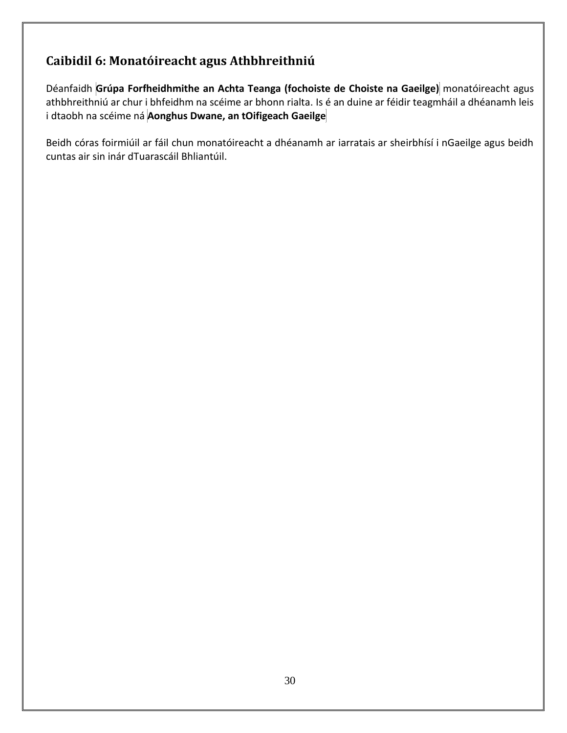## Caibidil 6: Monatóireacht agus Athbhreithniú

Déanfaidh **Grúpa Forfheidhmithe an Achta Teanga (fochoiste de Choiste na Gaeilge)** monatóireacht agus athbhreithniú ar chur i bhfeidhm na scéime ar bhonn rialta. Is é an duine ar féidir teagmháil a dhéanamh leis i dtaobh na scéime ná **Aonghus Dwane, an tOifigeach Gaeilge**

Beidh córas foirmiúil ar fáil chun monatóireacht a dhéanamh ar iarratais ar sheirbhísí i nGaeilge agus beidh cuntas air sin inár dTuarascáil Bhliantúil.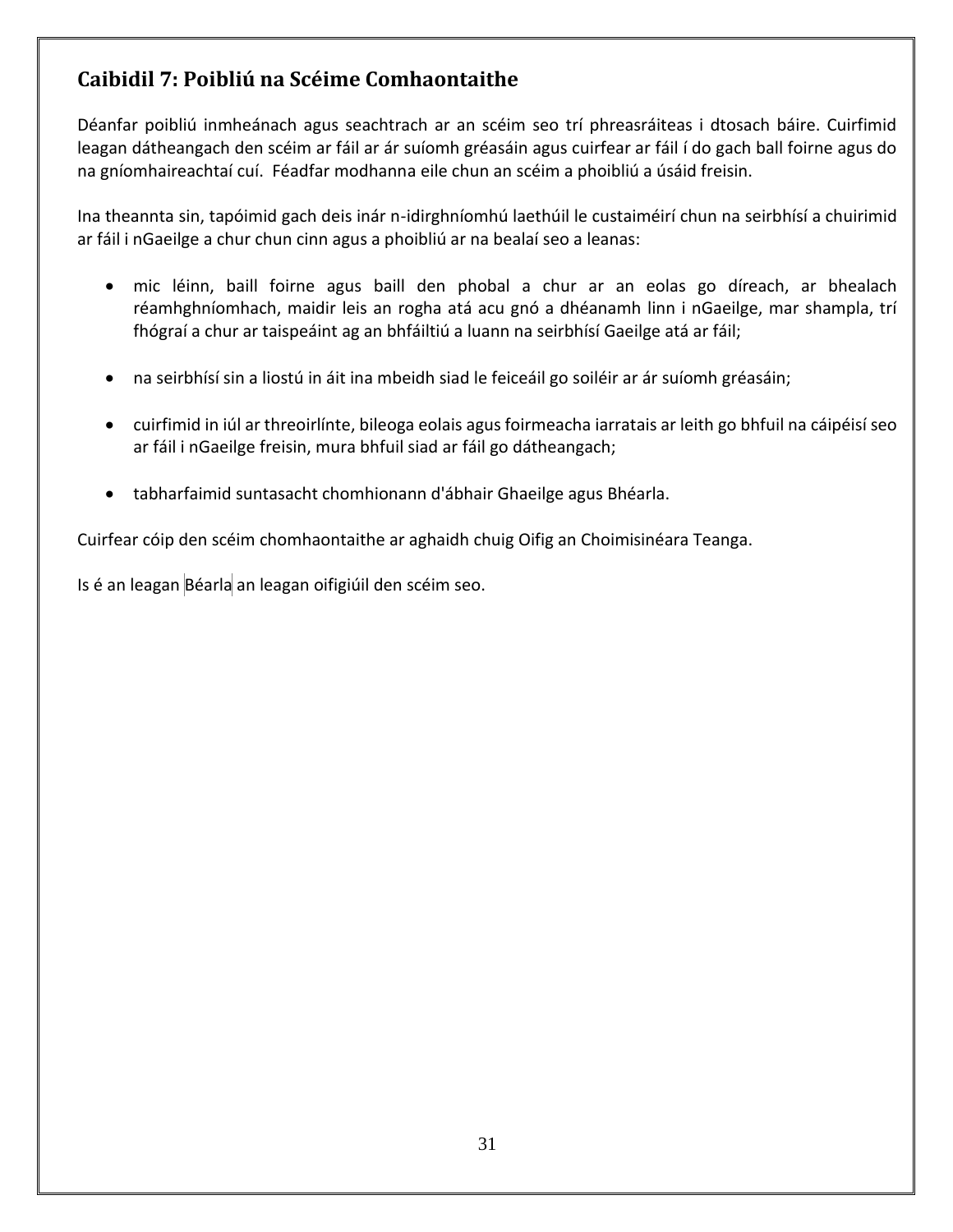## Caibidil 7: Poibliú na Scéime Comhaontaithe

Déanfar poibliú inmheánach agus seachtrach ar an scéim seo trí phreasráiteas i dtosach báire. Cuirfimid leagan dátheangach den scéim ar fáil ar ár suíomh gréasáin agus cuirfear ar fáil í do gach ball foirne agus do na gníomhaireachtaí cuí. Féadfar modhanna eile chun an scéim a phoibliú a úsáid freisin.

Ina theannta sin, tapóimid gach deis inár n-idirghníomhú laethúil le custaiméirí chun na seirbhísí a chuirimid ar fáil i nGaeilge a chur chun cinn agus a phoibliú ar na bealaí seo a leanas:

- mic léinn, baill foirne agus baill den phobal a chur ar an eolas go díreach, ar bhealach réamhghníomhach, maidir leis an rogha atá acu gnó a dhéanamh linn i nGaeilge, mar shampla, trí fhógraí a chur ar taispeáint ag an bhfáiltiú a luann na seirbhísí Gaeilge atá ar fáil;

- na seirbhísí sin a liostú in áit ina mbeidh siad le feiceáil go soiléir ar ár suíomh gréasáin;

- cuirfimid in iúl ar threoirlínte, bileoga eolais agus foirmeacha iarratais ar leith go bhfuil na cáipéisí seo ar fáil i nGaeilge freisin, mura bhfuil siad ar fáil go dátheangach;

- tabharfaimid suntasacht chomhionann d'ábhair Ghaeilge agus Bhéarla.

Cuirfear cóip den scéim chomhaontaithe ar aghaidh chuig Oifig an Choimisinéara Teanga.

Is é an leagan Béarla an leagan oifigiúil den scéim seo.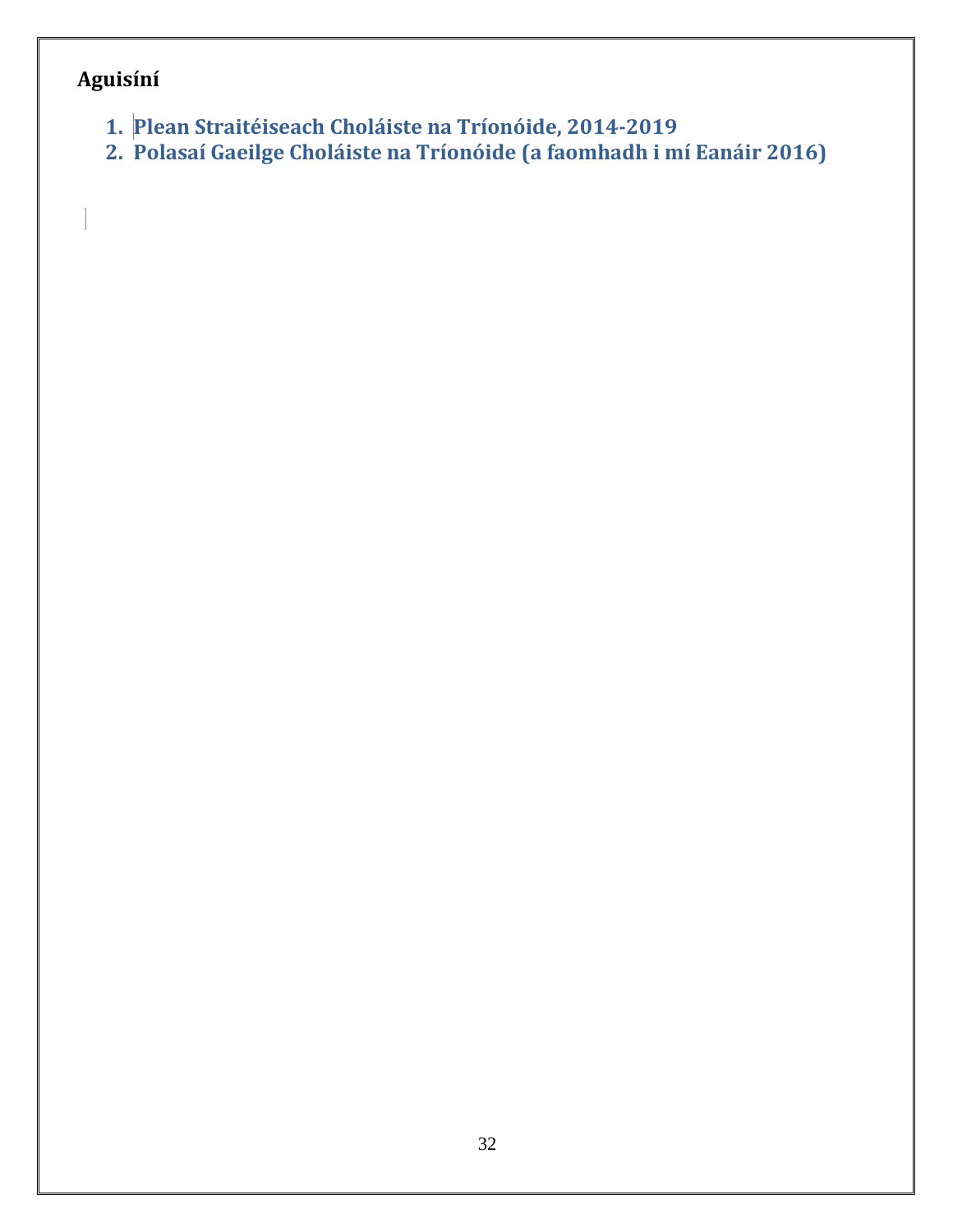## Aguisíní

1. **Plean Straitéiseach Choláiste na Tríonóide, 2014-2019**
2. **Polasaí Gaeilge Choláiste na Tríonóide (a faomhadh i mí Eanáir 2016)**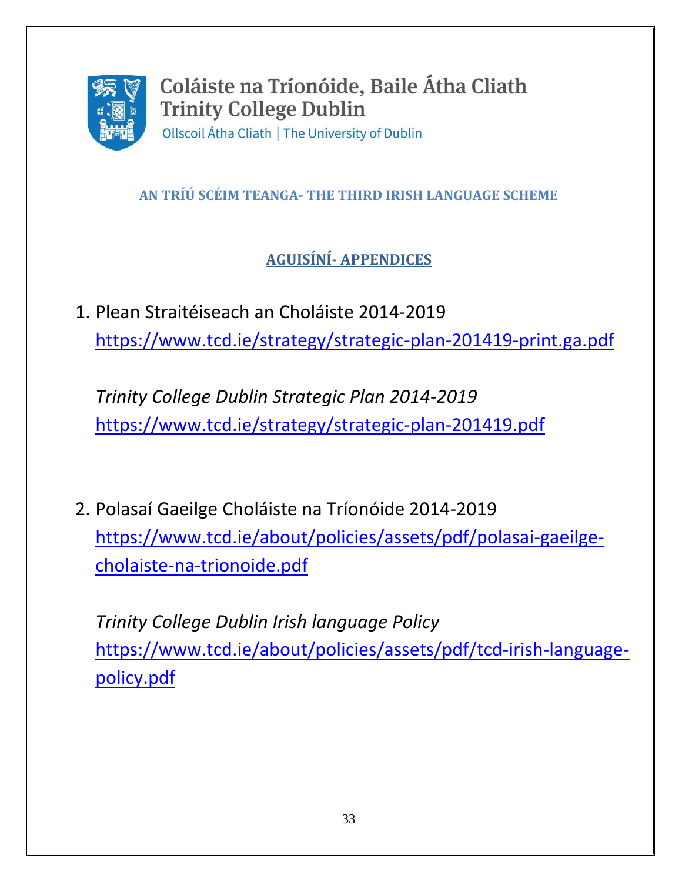Coláiste na Tríonóide, Baile Átha Cliath
Trinity College Dublin
Ollscoil Átha Cliath | The University of Dublin

## AN TRÍÚ SCÉIM TEANGA- THE THIRD IRISH LANGUAGE SCHEME

## AGUISÍNÍ- APPENDICES

1. Plean Straitéiseach an Choláiste 2014-2019
   https://www.tcd.ie/strategy/strategic-plan-201419-print.ga.pdf

   *Trinity College Dublin Strategic Plan 2014-2019*
   https://www.tcd.ie/strategy/strategic-plan-201419.pdf

2. Polasaí Gaeilge Choláiste na Tríonóide 2014-2019
   https://www.tcd.ie/about/policies/assets/pdf/polasai-gaeilge-cholaiste-na-trionoide.pdf

   *Trinity College Dublin Irish language Policy*
   https://www.tcd.ie/about/policies/assets/pdf/tcd-irish-language-policy.pdf